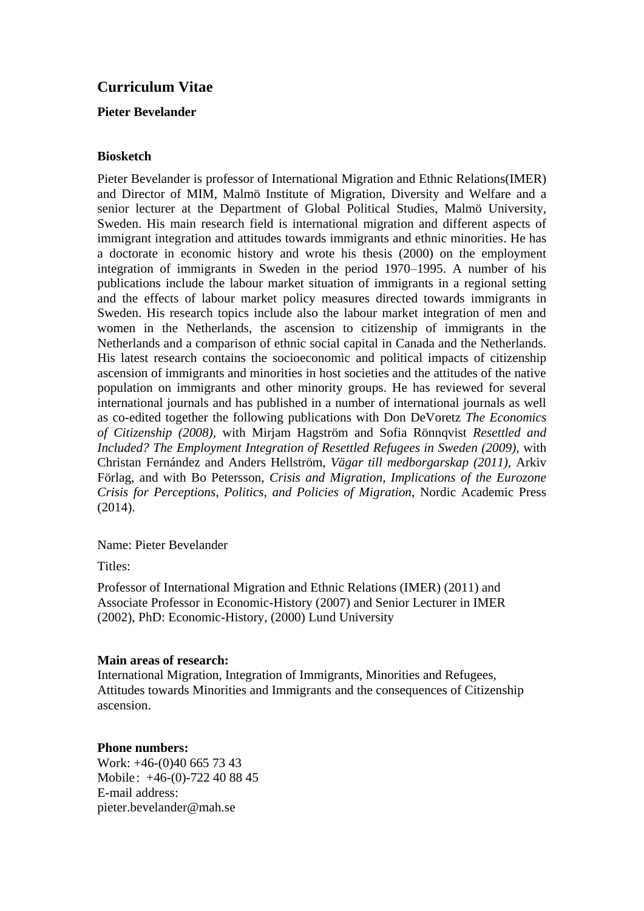# Curriculum Vitae

**Pieter Bevelander**

**Biosketch**

Pieter Bevelander is professor of International Migration and Ethnic Relations(IMER) and Director of MIM, Malmö Institute of Migration, Diversity and Welfare and a senior lecturer at the Department of Global Political Studies, Malmö University, Sweden. His main research field is international migration and different aspects of immigrant integration and attitudes towards immigrants and ethnic minorities. He has a doctorate in economic history and wrote his thesis (2000) on the employment integration of immigrants in Sweden in the period 1970–1995. A number of his publications include the labour market situation of immigrants in a regional setting and the effects of labour market policy measures directed towards immigrants in Sweden. His research topics include also the labour market integration of men and women in the Netherlands, the ascension to citizenship of immigrants in the Netherlands and a comparison of ethnic social capital in Canada and the Netherlands. His latest research contains the socioeconomic and political impacts of citizenship ascension of immigrants and minorities in host societies and the attitudes of the native population on immigrants and other minority groups. He has reviewed for several international journals and has published in a number of international journals as well as co-edited together the following publications with Don DeVoretz *The Economics of Citizenship (2008),* with Mirjam Hagström and Sofia Rönnqvist *Resettled and Included? The Employment Integration of Resettled Refugees in Sweden (2009),* with Christan Fernández and Anders Hellström, *Vägar till medborgarskap (2011),* Arkiv Förlag, and with Bo Petersson, *Crisis and Migration, Implications of the Eurozone Crisis for Perceptions, Politics, and Policies of Migration*, Nordic Academic Press (2014).

Name: Pieter Bevelander

Titles:

Professor of International Migration and Ethnic Relations (IMER) (2011) and Associate Professor in Economic-History (2007) and Senior Lecturer in IMER (2002), PhD: Economic-History, (2000) Lund University

**Main areas of research:**
International Migration, Integration of Immigrants, Minorities and Refugees, Attitudes towards Minorities and Immigrants and the consequences of Citizenship ascension.

**Phone numbers:**
Work: +46-(0)40 665 73 43
Mobile: +46-(0)-722 40 88 45
E-mail address:
pieter.bevelander@mah.se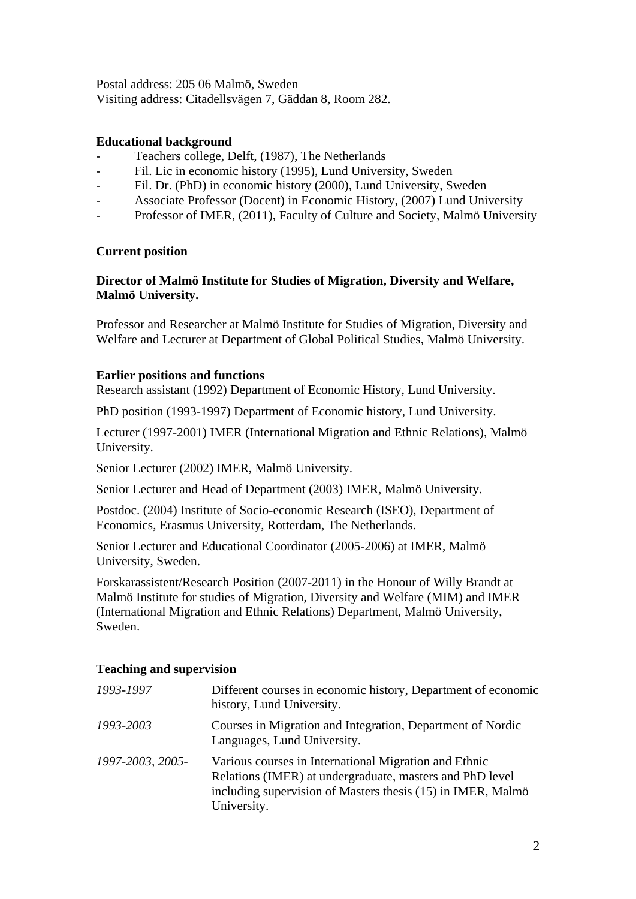Postal address: 205 06 Malmö, Sweden
Visiting address: Citadellsvägen 7, Gäddan 8, Room 282.

**Educational background**

- Teachers college, Delft, (1987), The Netherlands
- Fil. Lic in economic history (1995), Lund University, Sweden
- Fil. Dr. (PhD) in economic history (2000), Lund University, Sweden
- Associate Professor (Docent) in Economic History, (2007) Lund University
- Professor of IMER, (2011), Faculty of Culture and Society, Malmö University

**Current position**

**Director of Malmö Institute for Studies of Migration, Diversity and Welfare, Malmö University.**

Professor and Researcher at Malmö Institute for Studies of Migration, Diversity and Welfare and Lecturer at Department of Global Political Studies, Malmö University.

**Earlier positions and functions**

Research assistant (1992) Department of Economic History, Lund University.

PhD position (1993-1997) Department of Economic history, Lund University.

Lecturer (1997-2001) IMER (International Migration and Ethnic Relations), Malmö University.

Senior Lecturer (2002) IMER, Malmö University.

Senior Lecturer and Head of Department (2003) IMER, Malmö University.

Postdoc. (2004) Institute of Socio-economic Research (ISEO), Department of Economics, Erasmus University, Rotterdam, The Netherlands.

Senior Lecturer and Educational Coordinator (2005-2006) at IMER, Malmö University, Sweden.

Forskarassistent/Research Position (2007-2011) in the Honour of Willy Brandt at Malmö Institute for studies of Migration, Diversity and Welfare (MIM) and IMER (International Migration and Ethnic Relations) Department, Malmö University, Sweden.

**Teaching and supervision**

| | |
|---|---|
| *1993-1997* | Different courses in economic history, Department of economic history, Lund University. |
| *1993-2003* | Courses in Migration and Integration, Department of Nordic Languages, Lund University. |
| *1997-2003, 2005-* | Various courses in International Migration and Ethnic Relations (IMER) at undergraduate, masters and PhD level including supervision of Masters thesis (15) in IMER, Malmö University. |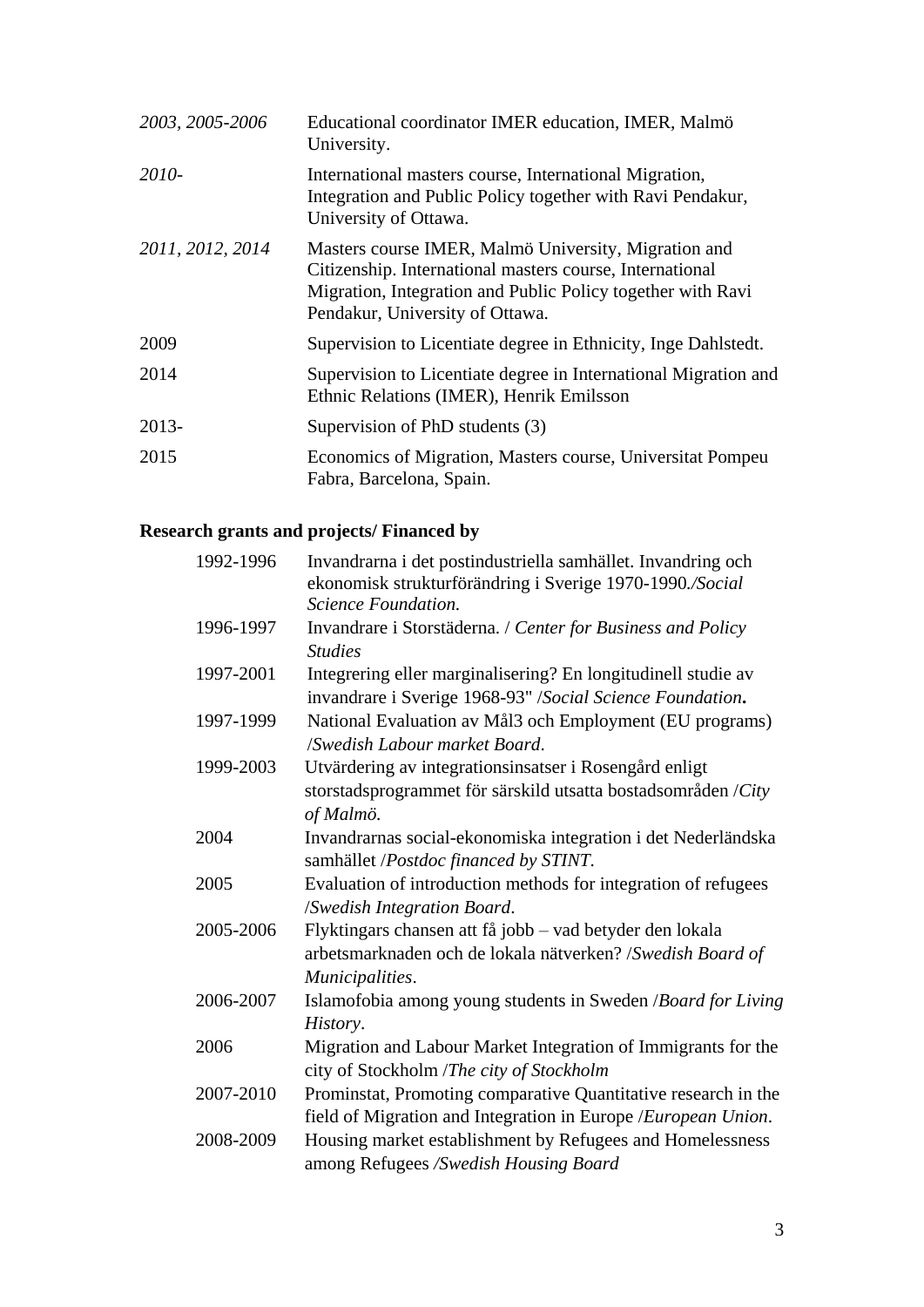| | |
|---|---|
| *2003, 2005-2006* | Educational coordinator IMER education, IMER, Malmö University. |
| *2010-* | International masters course, International Migration, Integration and Public Policy together with Ravi Pendakur, University of Ottawa. |
| *2011, 2012, 2014* | Masters course IMER, Malmö University, Migration and Citizenship. International masters course, International Migration, Integration and Public Policy together with Ravi Pendakur, University of Ottawa. |
| 2009 | Supervision to Licentiate degree in Ethnicity, Inge Dahlstedt. |
| 2014 | Supervision to Licentiate degree in International Migration and Ethnic Relations (IMER), Henrik Emilsson |
| 2013- | Supervision of PhD students (3) |
| 2015 | Economics of Migration, Masters course, Universitat Pompeu Fabra, Barcelona, Spain. |

**Research grants and projects/ Financed by**

| | |
|---|---|
| 1992-1996 | Invandrarna i det postindustriella samhället. Invandring och ekonomisk strukturförändring i Sverige 1970-1990*./Social Science Foundation.* |
| 1996-1997 | Invandrare i Storstäderna. / *Center for Business and Policy Studies* |
| 1997-2001 | Integrering eller marginalisering? En longitudinell studie av invandrare i Sverige 1968-93" /*Social Science Foundation***.** |
| 1997-1999 | National Evaluation av Mål3 och Employment (EU programs) /*Swedish Labour market Board*. |
| 1999-2003 | Utvärdering av integrationsinsatser i Rosengård enligt storstadsprogrammet för särskild utsatta bostadsområden /*City of Malmö.* |
| 2004 | Invandrarnas social-ekonomiska integration i det Nederländska samhället /*Postdoc financed by STINT*. |
| 2005 | Evaluation of introduction methods for integration of refugees /*Swedish Integration Board*. |
| 2005-2006 | Flyktingars chansen att få jobb – vad betyder den lokala arbetsmarknaden och de lokala nätverken? /*Swedish Board of Municipalities*. |
| 2006-2007 | Islamofobia among young students in Sweden /*Board for Living History*. |
| 2006 | Migration and Labour Market Integration of Immigrants for the city of Stockholm /*The city of Stockholm* |
| 2007-2010 | Prominstat, Promoting comparative Quantitative research in the field of Migration and Integration in Europe /*European Union*. |
| 2008-2009 | Housing market establishment by Refugees and Homelessness among Refugees */Swedish Housing Board* |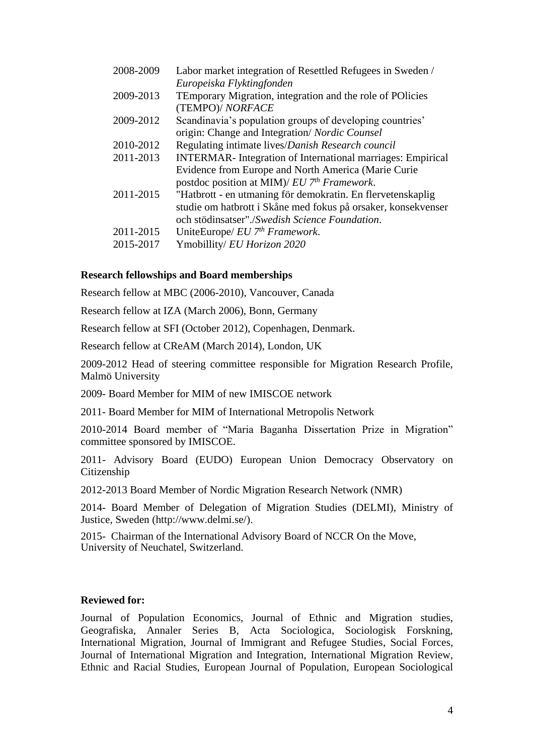| | |
|---|---|
| 2008-2009 | Labor market integration of Resettled Refugees in Sweden / *Europeiska Flyktingfonden* |
| 2009-2013 | TEmporary Migration, integration and the role of POlicies (TEMPO)/ *NORFACE* |
| 2009-2012 | Scandinavia's population groups of developing countries' origin: Change and Integration/ *Nordic Counsel* |
| 2010-2012 | Regulating intimate lives/*Danish Research council* |
| 2011-2013 | INTERMAR- Integration of International marriages: Empirical Evidence from Europe and North America (Marie Curie postdoc position at MIM)/ *EU 7th Framework*. |
| 2011-2015 | "Hatbrott - en utmaning för demokratin. En flervetenskaplig studie om hatbrott i Skåne med fokus på orsaker, konsekvenser och stödinsatser"./*Swedish Science Foundation*. |
| 2011-2015 | UniteEurope/ *EU 7th Framework*. |
| 2015-2017 | Ymobillity/ *EU Horizon 2020* |

**Research fellowships and Board memberships**

Research fellow at MBC (2006-2010), Vancouver, Canada

Research fellow at IZA (March 2006), Bonn, Germany

Research fellow at SFI (October 2012), Copenhagen, Denmark.

Research fellow at CReAM (March 2014), London, UK

2009-2012 Head of steering committee responsible for Migration Research Profile, Malmö University

2009- Board Member for MIM of new IMISCOE network

2011- Board Member for MIM of International Metropolis Network

2010-2014 Board member of "Maria Baganha Dissertation Prize in Migration" committee sponsored by IMISCOE.

2011- Advisory Board (EUDO) European Union Democracy Observatory on Citizenship

2012-2013 Board Member of Nordic Migration Research Network (NMR)

2014- Board Member of Delegation of Migration Studies (DELMI), Ministry of Justice, Sweden (http://www.delmi.se/).

2015- Chairman of the International Advisory Board of NCCR On the Move, University of Neuchatel, Switzerland.

**Reviewed for:**

Journal of Population Economics, Journal of Ethnic and Migration studies, Geografiska, Annaler Series B, Acta Sociologica, Sociologisk Forskning, International Migration, Journal of Immigrant and Refugee Studies, Social Forces, Journal of International Migration and Integration, International Migration Review, Ethnic and Racial Studies, European Journal of Population, European Sociological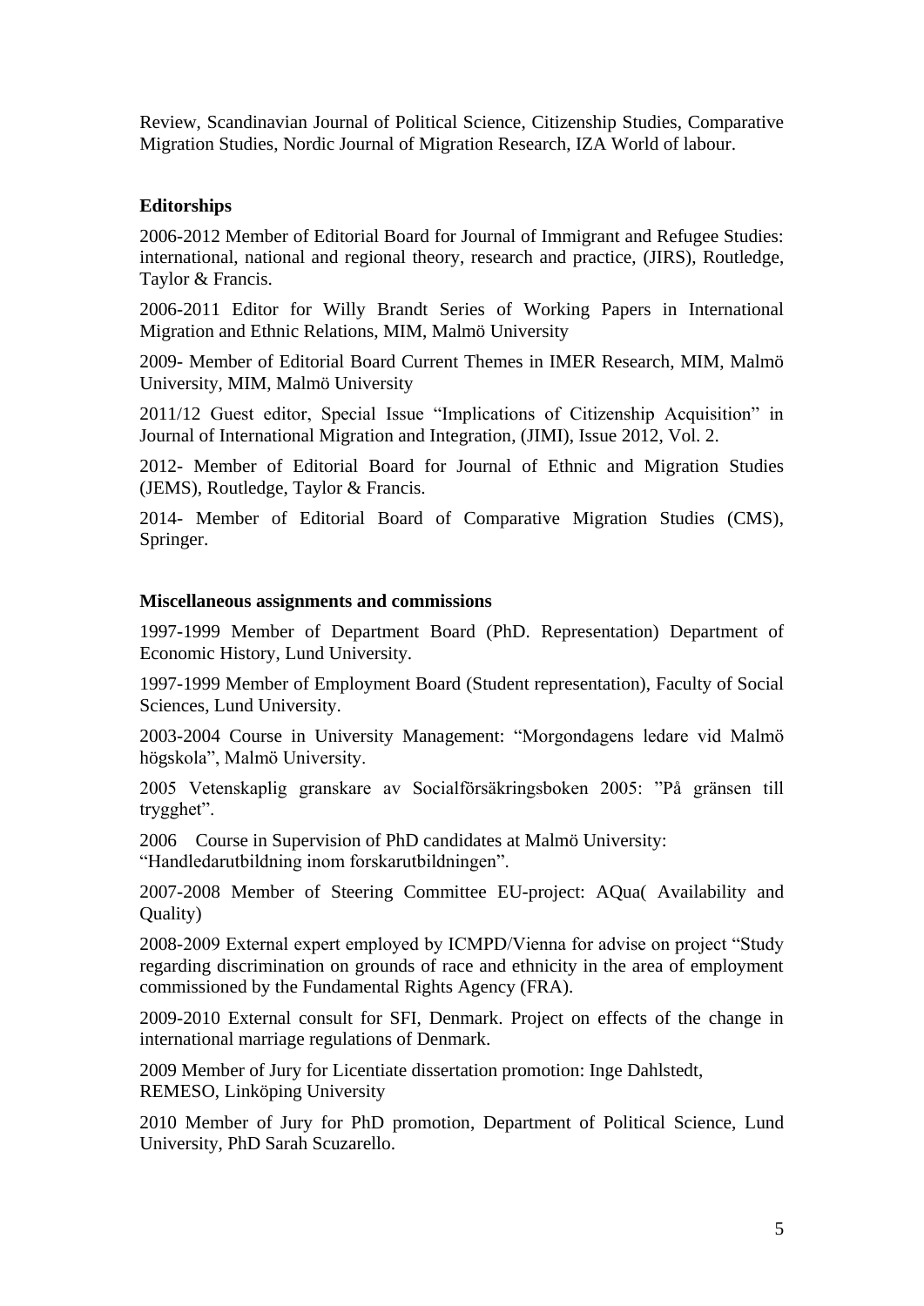Review, Scandinavian Journal of Political Science, Citizenship Studies, Comparative Migration Studies, Nordic Journal of Migration Research, IZA World of labour.

**Editorships**

2006-2012 Member of Editorial Board for Journal of Immigrant and Refugee Studies: international, national and regional theory, research and practice, (JIRS), Routledge, Taylor & Francis.

2006-2011 Editor for Willy Brandt Series of Working Papers in International Migration and Ethnic Relations, MIM, Malmö University

2009- Member of Editorial Board Current Themes in IMER Research, MIM, Malmö University, MIM, Malmö University

2011/12 Guest editor, Special Issue "Implications of Citizenship Acquisition" in Journal of International Migration and Integration, (JIMI), Issue 2012, Vol. 2.

2012- Member of Editorial Board for Journal of Ethnic and Migration Studies (JEMS), Routledge, Taylor & Francis.

2014- Member of Editorial Board of Comparative Migration Studies (CMS), Springer.

**Miscellaneous assignments and commissions**

1997-1999 Member of Department Board (PhD. Representation) Department of Economic History, Lund University.

1997-1999 Member of Employment Board (Student representation), Faculty of Social Sciences, Lund University.

2003-2004 Course in University Management: "Morgondagens ledare vid Malmö högskola", Malmö University.

2005 Vetenskaplig granskare av Socialförsäkringsboken 2005: ”På gränsen till trygghet".

2006 Course in Supervision of PhD candidates at Malmö University: "Handledarutbildning inom forskarutbildningen".

2007-2008 Member of Steering Committee EU-project: AQua( Availability and Quality)

2008-2009 External expert employed by ICMPD/Vienna for advise on project "Study regarding discrimination on grounds of race and ethnicity in the area of employment commissioned by the Fundamental Rights Agency (FRA).

2009-2010 External consult for SFI, Denmark. Project on effects of the change in international marriage regulations of Denmark.

2009 Member of Jury for Licentiate dissertation promotion: Inge Dahlstedt, REMESO, Linköping University

2010 Member of Jury for PhD promotion, Department of Political Science, Lund University, PhD Sarah Scuzarello.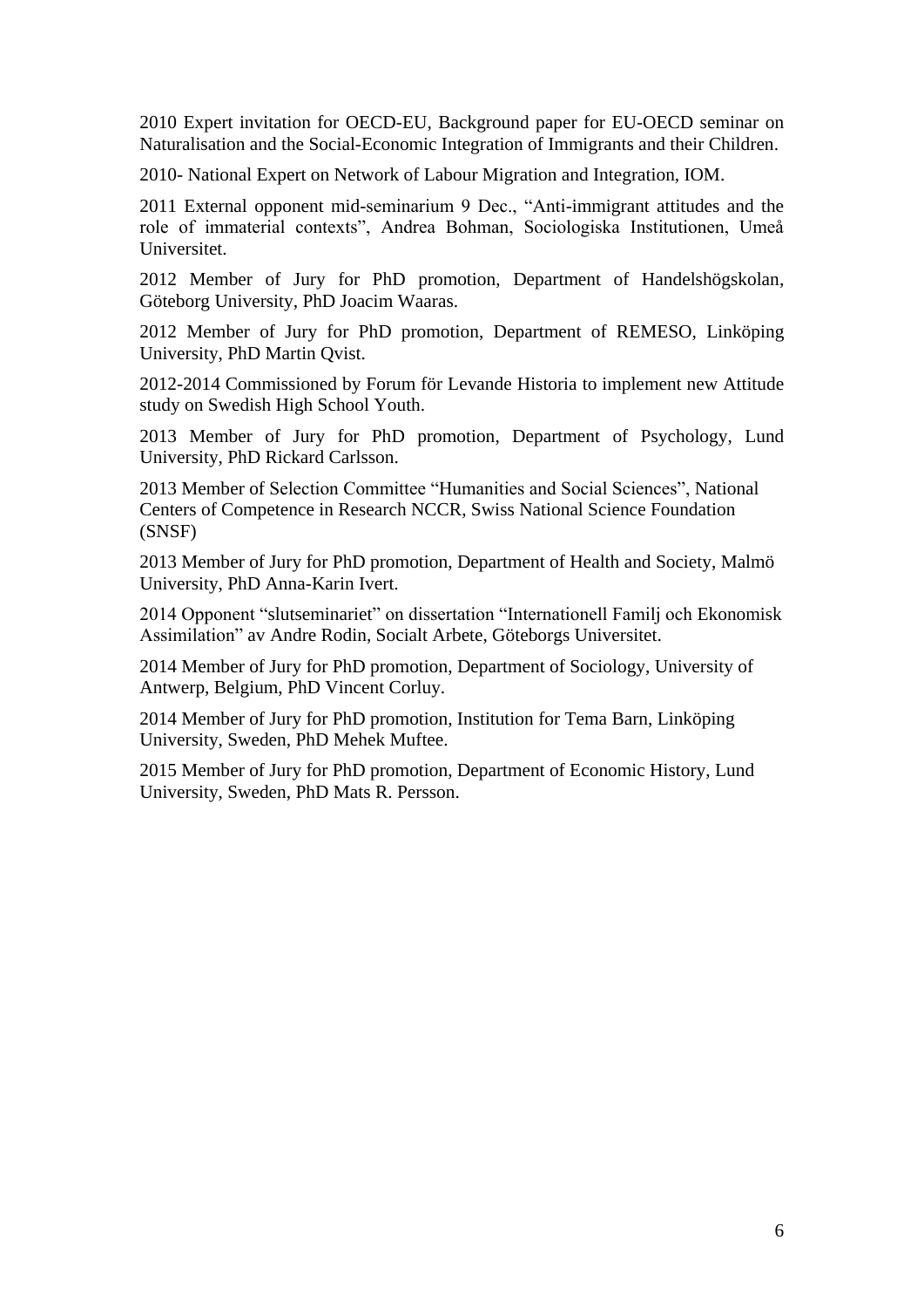2010 Expert invitation for OECD-EU, Background paper for EU-OECD seminar on Naturalisation and the Social-Economic Integration of Immigrants and their Children.

2010- National Expert on Network of Labour Migration and Integration, IOM.

2011 External opponent mid-seminarium 9 Dec., "Anti-immigrant attitudes and the role of immaterial contexts", Andrea Bohman, Sociologiska Institutionen, Umeå Universitet.

2012 Member of Jury for PhD promotion, Department of Handelshögskolan, Göteborg University, PhD Joacim Waaras.

2012 Member of Jury for PhD promotion, Department of REMESO, Linköping University, PhD Martin Qvist.

2012-2014 Commissioned by Forum för Levande Historia to implement new Attitude study on Swedish High School Youth.

2013 Member of Jury for PhD promotion, Department of Psychology, Lund University, PhD Rickard Carlsson.

2013 Member of Selection Committee "Humanities and Social Sciences", National Centers of Competence in Research NCCR, Swiss National Science Foundation (SNSF)

2013 Member of Jury for PhD promotion, Department of Health and Society, Malmö University, PhD Anna-Karin Ivert.

2014 Opponent "slutseminariet" on dissertation "Internationell Familj och Ekonomisk Assimilation" av Andre Rodin, Socialt Arbete, Göteborgs Universitet.

2014 Member of Jury for PhD promotion, Department of Sociology, University of Antwerp, Belgium, PhD Vincent Corluy.

2014 Member of Jury for PhD promotion, Institution for Tema Barn, Linköping University, Sweden, PhD Mehek Muftee.

2015 Member of Jury for PhD promotion, Department of Economic History, Lund University, Sweden, PhD Mats R. Persson.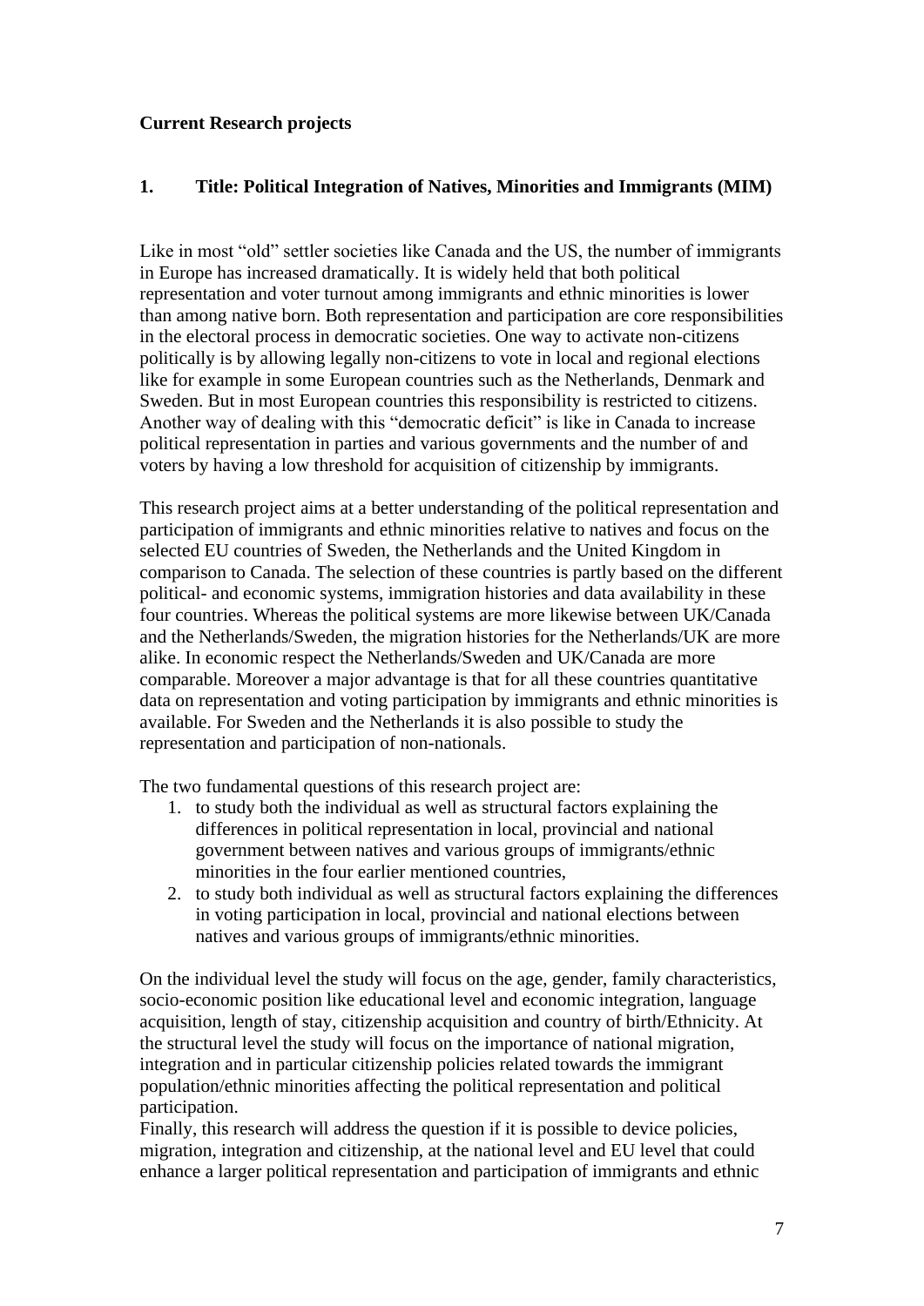**Current Research projects**

**1. Title: Political Integration of Natives, Minorities and Immigrants (MIM)**

Like in most "old" settler societies like Canada and the US, the number of immigrants in Europe has increased dramatically. It is widely held that both political representation and voter turnout among immigrants and ethnic minorities is lower than among native born. Both representation and participation are core responsibilities in the electoral process in democratic societies. One way to activate non-citizens politically is by allowing legally non-citizens to vote in local and regional elections like for example in some European countries such as the Netherlands, Denmark and Sweden. But in most European countries this responsibility is restricted to citizens. Another way of dealing with this "democratic deficit" is like in Canada to increase political representation in parties and various governments and the number of and voters by having a low threshold for acquisition of citizenship by immigrants.

This research project aims at a better understanding of the political representation and participation of immigrants and ethnic minorities relative to natives and focus on the selected EU countries of Sweden, the Netherlands and the United Kingdom in comparison to Canada. The selection of these countries is partly based on the different political- and economic systems, immigration histories and data availability in these four countries. Whereas the political systems are more likewise between UK/Canada and the Netherlands/Sweden, the migration histories for the Netherlands/UK are more alike. In economic respect the Netherlands/Sweden and UK/Canada are more comparable. Moreover a major advantage is that for all these countries quantitative data on representation and voting participation by immigrants and ethnic minorities is available. For Sweden and the Netherlands it is also possible to study the representation and participation of non-nationals.

The two fundamental questions of this research project are:

1. to study both the individual as well as structural factors explaining the differences in political representation in local, provincial and national government between natives and various groups of immigrants/ethnic minorities in the four earlier mentioned countries,
2. to study both individual as well as structural factors explaining the differences in voting participation in local, provincial and national elections between natives and various groups of immigrants/ethnic minorities.

On the individual level the study will focus on the age, gender, family characteristics, socio-economic position like educational level and economic integration, language acquisition, length of stay, citizenship acquisition and country of birth/Ethnicity. At the structural level the study will focus on the importance of national migration, integration and in particular citizenship policies related towards the immigrant population/ethnic minorities affecting the political representation and political participation.

Finally, this research will address the question if it is possible to device policies, migration, integration and citizenship, at the national level and EU level that could enhance a larger political representation and participation of immigrants and ethnic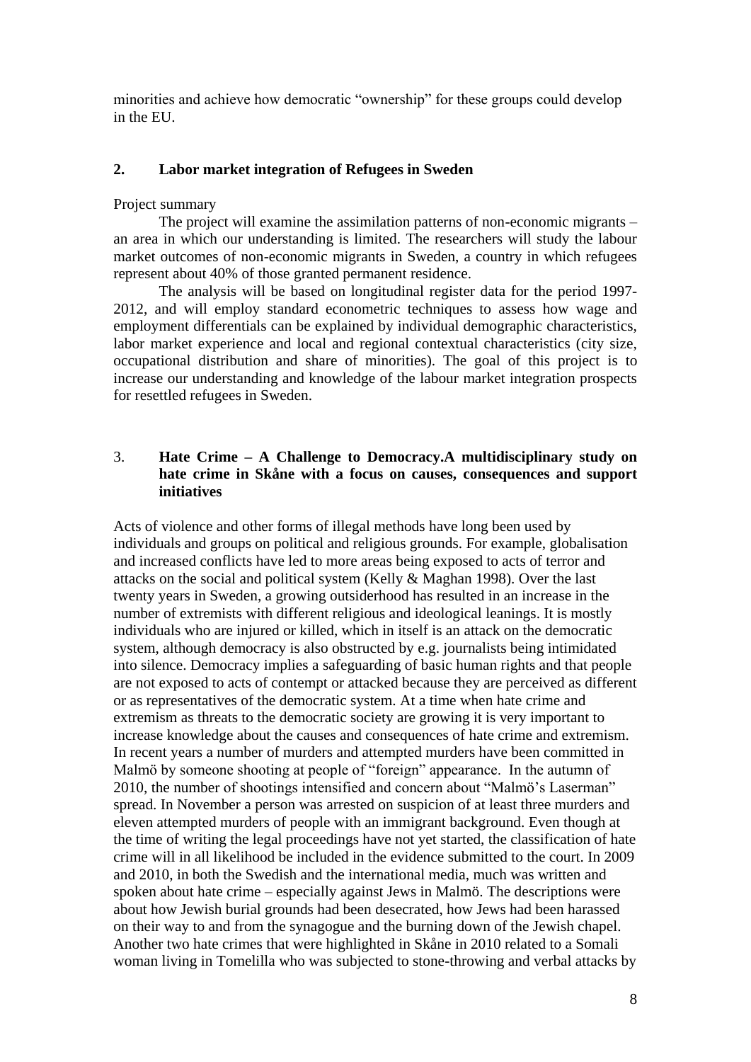minorities and achieve how democratic "ownership" for these groups could develop in the EU.

## 2. Labor market integration of Refugees in Sweden

Project summary

The project will examine the assimilation patterns of non-economic migrants – an area in which our understanding is limited. The researchers will study the labour market outcomes of non-economic migrants in Sweden, a country in which refugees represent about 40% of those granted permanent residence.

The analysis will be based on longitudinal register data for the period 1997-2012, and will employ standard econometric techniques to assess how wage and employment differentials can be explained by individual demographic characteristics, labor market experience and local and regional contextual characteristics (city size, occupational distribution and share of minorities). The goal of this project is to increase our understanding and knowledge of the labour market integration prospects for resettled refugees in Sweden.

## 3. Hate Crime – A Challenge to Democracy.A multidisciplinary study on hate crime in Skåne with a focus on causes, consequences and support initiatives

Acts of violence and other forms of illegal methods have long been used by individuals and groups on political and religious grounds. For example, globalisation and increased conflicts have led to more areas being exposed to acts of terror and attacks on the social and political system (Kelly & Maghan 1998). Over the last twenty years in Sweden, a growing outsiderhood has resulted in an increase in the number of extremists with different religious and ideological leanings. It is mostly individuals who are injured or killed, which in itself is an attack on the democratic system, although democracy is also obstructed by e.g. journalists being intimidated into silence. Democracy implies a safeguarding of basic human rights and that people are not exposed to acts of contempt or attacked because they are perceived as different or as representatives of the democratic system. At a time when hate crime and extremism as threats to the democratic society are growing it is very important to increase knowledge about the causes and consequences of hate crime and extremism. In recent years a number of murders and attempted murders have been committed in Malmö by someone shooting at people of "foreign" appearance. In the autumn of 2010, the number of shootings intensified and concern about "Malmö's Laserman" spread. In November a person was arrested on suspicion of at least three murders and eleven attempted murders of people with an immigrant background. Even though at the time of writing the legal proceedings have not yet started, the classification of hate crime will in all likelihood be included in the evidence submitted to the court. In 2009 and 2010, in both the Swedish and the international media, much was written and spoken about hate crime – especially against Jews in Malmö. The descriptions were about how Jewish burial grounds had been desecrated, how Jews had been harassed on their way to and from the synagogue and the burning down of the Jewish chapel. Another two hate crimes that were highlighted in Skåne in 2010 related to a Somali woman living in Tomelilla who was subjected to stone-throwing and verbal attacks by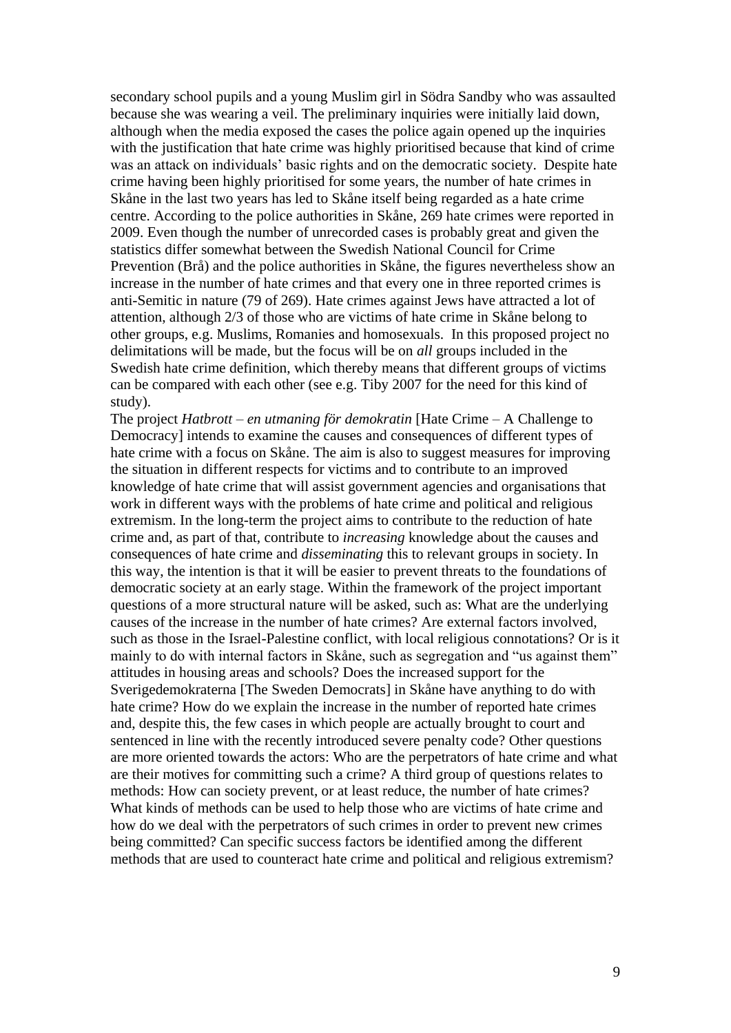secondary school pupils and a young Muslim girl in Södra Sandby who was assaulted because she was wearing a veil. The preliminary inquiries were initially laid down, although when the media exposed the cases the police again opened up the inquiries with the justification that hate crime was highly prioritised because that kind of crime was an attack on individuals' basic rights and on the democratic society. Despite hate crime having been highly prioritised for some years, the number of hate crimes in Skåne in the last two years has led to Skåne itself being regarded as a hate crime centre. According to the police authorities in Skåne, 269 hate crimes were reported in 2009. Even though the number of unrecorded cases is probably great and given the statistics differ somewhat between the Swedish National Council for Crime Prevention (Brå) and the police authorities in Skåne, the figures nevertheless show an increase in the number of hate crimes and that every one in three reported crimes is anti-Semitic in nature (79 of 269). Hate crimes against Jews have attracted a lot of attention, although 2/3 of those who are victims of hate crime in Skåne belong to other groups, e.g. Muslims, Romanies and homosexuals. In this proposed project no delimitations will be made, but the focus will be on *all* groups included in the Swedish hate crime definition, which thereby means that different groups of victims can be compared with each other (see e.g. Tiby 2007 for the need for this kind of study).

The project *Hatbrott – en utmaning för demokratin* [Hate Crime – A Challenge to Democracy] intends to examine the causes and consequences of different types of hate crime with a focus on Skåne. The aim is also to suggest measures for improving the situation in different respects for victims and to contribute to an improved knowledge of hate crime that will assist government agencies and organisations that work in different ways with the problems of hate crime and political and religious extremism. In the long-term the project aims to contribute to the reduction of hate crime and, as part of that, contribute to *increasing* knowledge about the causes and consequences of hate crime and *disseminating* this to relevant groups in society. In this way, the intention is that it will be easier to prevent threats to the foundations of democratic society at an early stage. Within the framework of the project important questions of a more structural nature will be asked, such as: What are the underlying causes of the increase in the number of hate crimes? Are external factors involved, such as those in the Israel-Palestine conflict, with local religious connotations? Or is it mainly to do with internal factors in Skåne, such as segregation and "us against them" attitudes in housing areas and schools? Does the increased support for the Sverigedemokraterna [The Sweden Democrats] in Skåne have anything to do with hate crime? How do we explain the increase in the number of reported hate crimes and, despite this, the few cases in which people are actually brought to court and sentenced in line with the recently introduced severe penalty code? Other questions are more oriented towards the actors: Who are the perpetrators of hate crime and what are their motives for committing such a crime? A third group of questions relates to methods: How can society prevent, or at least reduce, the number of hate crimes? What kinds of methods can be used to help those who are victims of hate crime and how do we deal with the perpetrators of such crimes in order to prevent new crimes being committed? Can specific success factors be identified among the different methods that are used to counteract hate crime and political and religious extremism?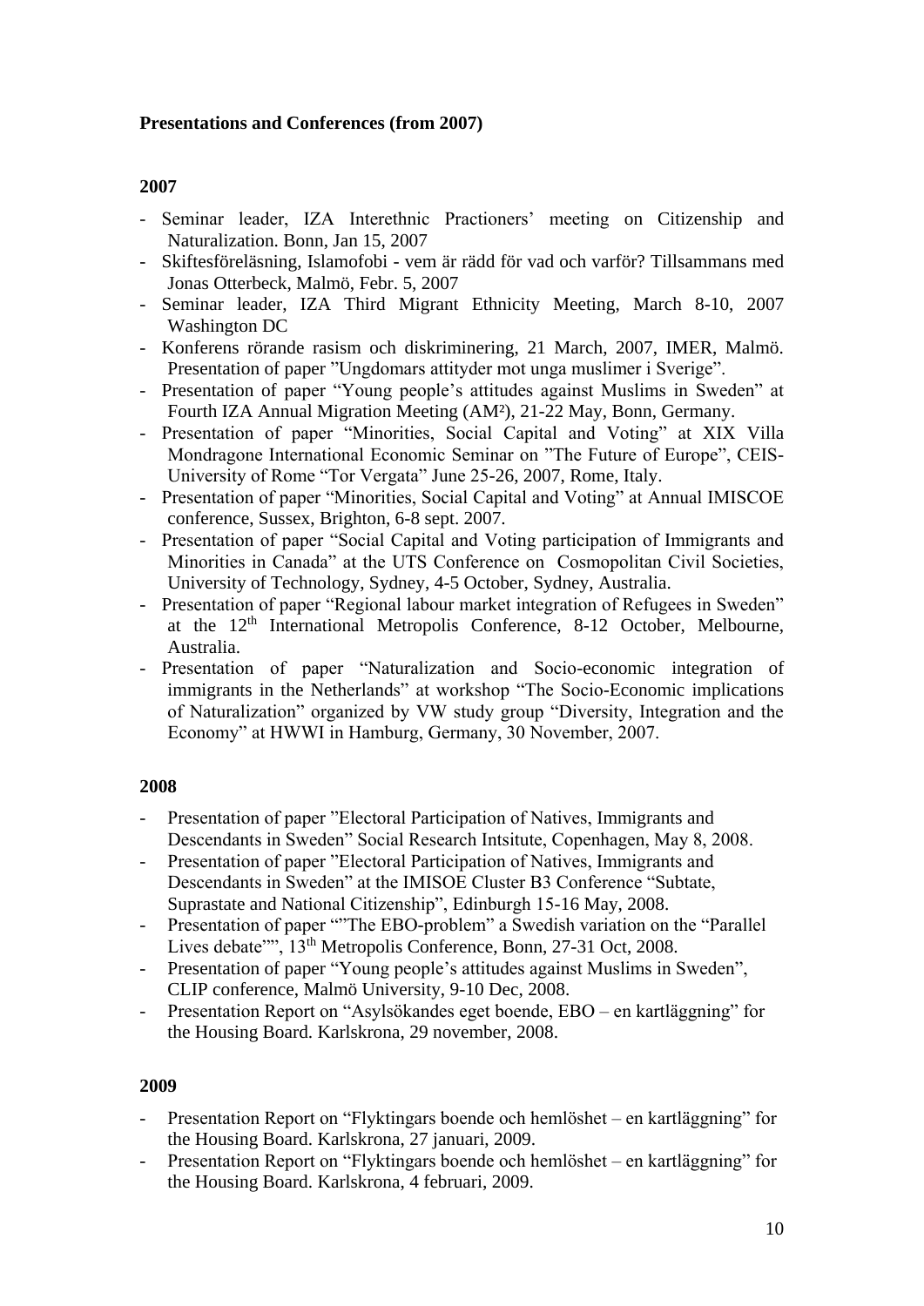**Presentations and Conferences (from 2007)**

**2007**

- Seminar leader, IZA Interethnic Practioners' meeting on Citizenship and Naturalization. Bonn, Jan 15, 2007
- Skiftesföreläsning, Islamofobi - vem är rädd för vad och varför? Tillsammans med Jonas Otterbeck, Malmö, Febr. 5, 2007
- Seminar leader, IZA Third Migrant Ethnicity Meeting, March 8-10, 2007 Washington DC
- Konferens rörande rasism och diskriminering, 21 March, 2007, IMER, Malmö. Presentation of paper "Ungdomars attityder mot unga muslimer i Sverige".
- Presentation of paper "Young people's attitudes against Muslims in Sweden" at Fourth IZA Annual Migration Meeting (AM²), 21-22 May, Bonn, Germany.
- Presentation of paper "Minorities, Social Capital and Voting" at XIX Villa Mondragone International Economic Seminar on "The Future of Europe", CEIS-University of Rome "Tor Vergata" June 25-26, 2007, Rome, Italy.
- Presentation of paper "Minorities, Social Capital and Voting" at Annual IMISCOE conference, Sussex, Brighton, 6-8 sept. 2007.
- Presentation of paper "Social Capital and Voting participation of Immigrants and Minorities in Canada" at the UTS Conference on Cosmopolitan Civil Societies, University of Technology, Sydney, 4-5 October, Sydney, Australia.
- Presentation of paper "Regional labour market integration of Refugees in Sweden" at the 12th International Metropolis Conference, 8-12 October, Melbourne, Australia.
- Presentation of paper "Naturalization and Socio-economic integration of immigrants in the Netherlands" at workshop "The Socio-Economic implications of Naturalization" organized by VW study group "Diversity, Integration and the Economy" at HWWI in Hamburg, Germany, 30 November, 2007.

**2008**

- Presentation of paper "Electoral Participation of Natives, Immigrants and Descendants in Sweden" Social Research Intsitute, Copenhagen, May 8, 2008.
- Presentation of paper "Electoral Participation of Natives, Immigrants and Descendants in Sweden" at the IMISOE Cluster B3 Conference "Subtate, Suprastate and National Citizenship", Edinburgh 15-16 May, 2008.
- Presentation of paper ""The EBO-problem" a Swedish variation on the "Parallel Lives debate"", 13th Metropolis Conference, Bonn, 27-31 Oct, 2008.
- Presentation of paper "Young people's attitudes against Muslims in Sweden", CLIP conference, Malmö University, 9-10 Dec, 2008.
- Presentation Report on "Asylsökandes eget boende, EBO – en kartläggning" for the Housing Board. Karlskrona, 29 november, 2008.

**2009**

- Presentation Report on "Flyktingars boende och hemlöshet – en kartläggning" for the Housing Board. Karlskrona, 27 januari, 2009.
- Presentation Report on "Flyktingars boende och hemlöshet – en kartläggning" for the Housing Board. Karlskrona, 4 februari, 2009.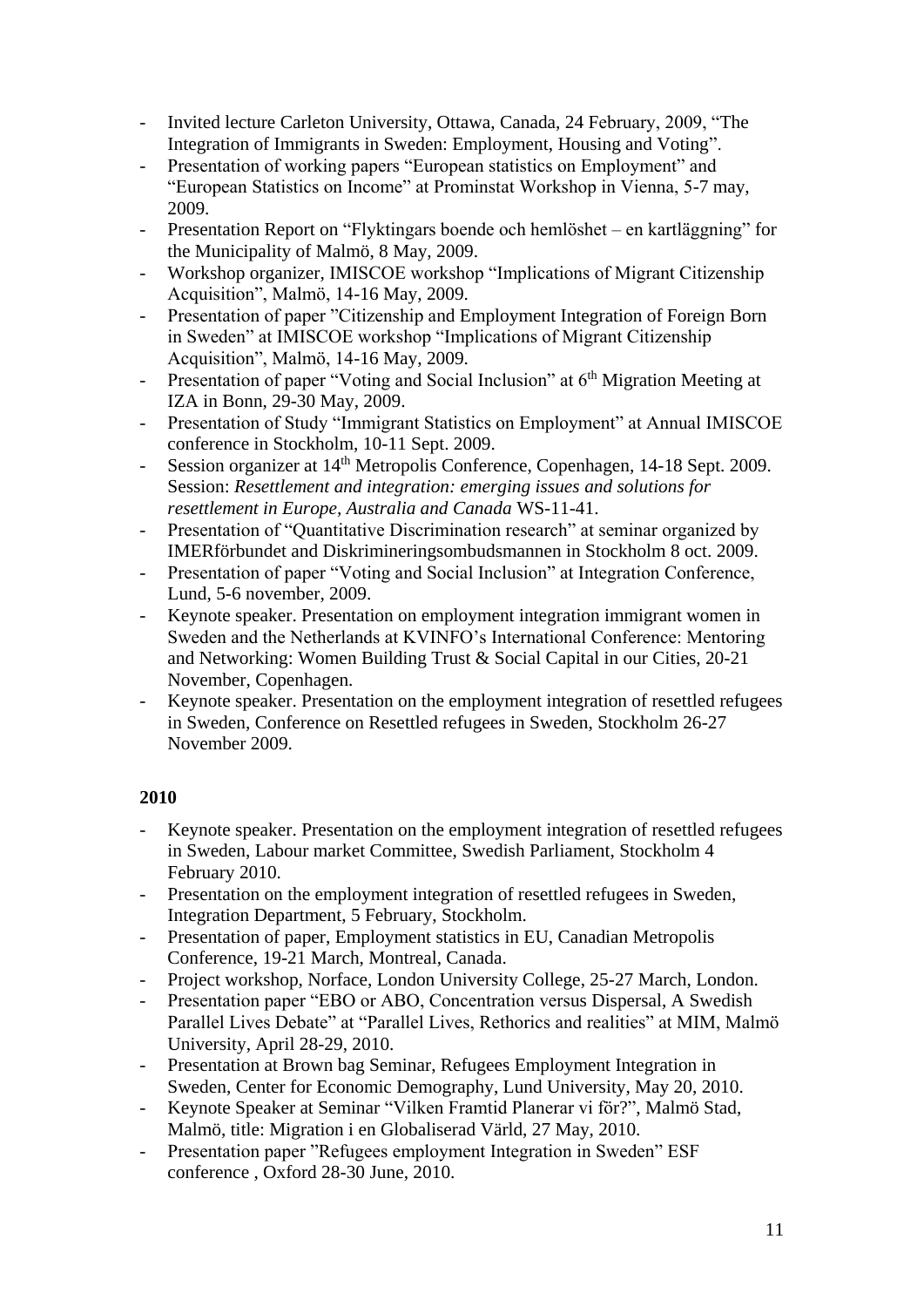- Invited lecture Carleton University, Ottawa, Canada, 24 February, 2009, “The Integration of Immigrants in Sweden: Employment, Housing and Voting”.
- Presentation of working papers “European statistics on Employment” and “European Statistics on Income” at Prominstat Workshop in Vienna, 5-7 may, 2009.
- Presentation Report on “Flyktingars boende och hemlöshet – en kartläggning” for the Municipality of Malmö, 8 May, 2009.
- Workshop organizer, IMISCOE workshop “Implications of Migrant Citizenship Acquisition”, Malmö, 14-16 May, 2009.
- Presentation of paper ”Citizenship and Employment Integration of Foreign Born in Sweden” at IMISCOE workshop “Implications of Migrant Citizenship Acquisition”, Malmö, 14-16 May, 2009.
- Presentation of paper “Voting and Social Inclusion” at 6th Migration Meeting at IZA in Bonn, 29-30 May, 2009.
- Presentation of Study “Immigrant Statistics on Employment” at Annual IMISCOE conference in Stockholm, 10-11 Sept. 2009.
- Session organizer at 14th Metropolis Conference, Copenhagen, 14-18 Sept. 2009. Session: *Resettlement and integration: emerging issues and solutions for resettlement in Europe, Australia and Canada* WS-11-41.
- Presentation of “Quantitative Discrimination research” at seminar organized by IMERförbundet and Diskrimineringsombudsmannen in Stockholm 8 oct. 2009.
- Presentation of paper “Voting and Social Inclusion” at Integration Conference, Lund, 5-6 november, 2009.
- Keynote speaker. Presentation on employment integration immigrant women in Sweden and the Netherlands at KVINFO’s International Conference: Mentoring and Networking: Women Building Trust & Social Capital in our Cities, 20-21 November, Copenhagen.
- Keynote speaker. Presentation on the employment integration of resettled refugees in Sweden, Conference on Resettled refugees in Sweden, Stockholm 26-27 November 2009.

**2010**

- Keynote speaker. Presentation on the employment integration of resettled refugees in Sweden, Labour market Committee, Swedish Parliament, Stockholm 4 February 2010.
- Presentation on the employment integration of resettled refugees in Sweden, Integration Department, 5 February, Stockholm.
- Presentation of paper, Employment statistics in EU, Canadian Metropolis Conference, 19-21 March, Montreal, Canada.
- Project workshop, Norface, London University College, 25-27 March, London.
- Presentation paper “EBO or ABO, Concentration versus Dispersal, A Swedish Parallel Lives Debate” at “Parallel Lives, Rethorics and realities” at MIM, Malmö University, April 28-29, 2010.
- Presentation at Brown bag Seminar, Refugees Employment Integration in Sweden, Center for Economic Demography, Lund University, May 20, 2010.
- Keynote Speaker at Seminar “Vilken Framtid Planerar vi för?”, Malmö Stad, Malmö, title: Migration i en Globaliserad Värld, 27 May, 2010.
- Presentation paper ”Refugees employment Integration in Sweden” ESF conference , Oxford 28-30 June, 2010.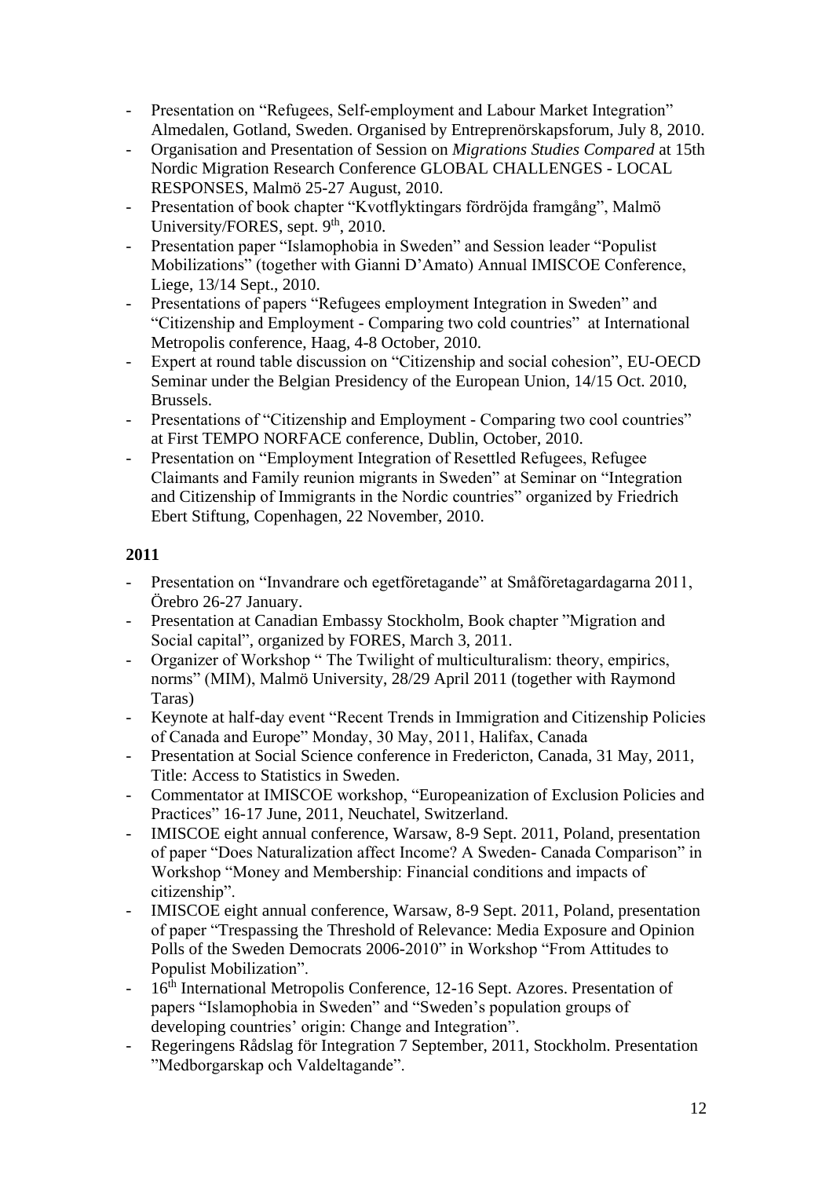- Presentation on "Refugees, Self-employment and Labour Market Integration" Almedalen, Gotland, Sweden. Organised by Entreprenörskapsforum, July 8, 2010.
- Organisation and Presentation of Session on *Migrations Studies Compared* at 15th Nordic Migration Research Conference GLOBAL CHALLENGES - LOCAL RESPONSES, Malmö 25-27 August, 2010.
- Presentation of book chapter "Kvotflyktingars fördröjda framgång", Malmö University/FORES, sept. 9th, 2010.
- Presentation paper "Islamophobia in Sweden" and Session leader "Populist Mobilizations" (together with Gianni D'Amato) Annual IMISCOE Conference, Liege, 13/14 Sept., 2010.
- Presentations of papers "Refugees employment Integration in Sweden" and "Citizenship and Employment - Comparing two cold countries" at International Metropolis conference, Haag, 4-8 October, 2010.
- Expert at round table discussion on "Citizenship and social cohesion", EU-OECD Seminar under the Belgian Presidency of the European Union, 14/15 Oct. 2010, Brussels.
- Presentations of "Citizenship and Employment - Comparing two cool countries" at First TEMPO NORFACE conference, Dublin, October, 2010.
- Presentation on "Employment Integration of Resettled Refugees, Refugee Claimants and Family reunion migrants in Sweden" at Seminar on "Integration and Citizenship of Immigrants in the Nordic countries" organized by Friedrich Ebert Stiftung, Copenhagen, 22 November, 2010.

**2011**

- Presentation on "Invandrare och egetföretagande" at Småföretagardagarna 2011, Örebro 26-27 January.
- Presentation at Canadian Embassy Stockholm, Book chapter "Migration and Social capital", organized by FORES, March 3, 2011.
- Organizer of Workshop " The Twilight of multiculturalism: theory, empirics, norms" (MIM), Malmö University, 28/29 April 2011 (together with Raymond Taras)
- Keynote at half-day event "Recent Trends in Immigration and Citizenship Policies of Canada and Europe" Monday, 30 May, 2011, Halifax, Canada
- Presentation at Social Science conference in Fredericton, Canada, 31 May, 2011, Title: Access to Statistics in Sweden.
- Commentator at IMISCOE workshop, "Europeanization of Exclusion Policies and Practices" 16-17 June, 2011, Neuchatel, Switzerland.
- IMISCOE eight annual conference, Warsaw, 8-9 Sept. 2011, Poland, presentation of paper "Does Naturalization affect Income? A Sweden- Canada Comparison" in Workshop "Money and Membership: Financial conditions and impacts of citizenship".
- IMISCOE eight annual conference, Warsaw, 8-9 Sept. 2011, Poland, presentation of paper "Trespassing the Threshold of Relevance: Media Exposure and Opinion Polls of the Sweden Democrats 2006-2010" in Workshop "From Attitudes to Populist Mobilization".
- 16th International Metropolis Conference, 12-16 Sept. Azores. Presentation of papers "Islamophobia in Sweden" and "Sweden's population groups of developing countries' origin: Change and Integration".
- Regeringens Rådslag för Integration 7 September, 2011, Stockholm. Presentation "Medborgarskap och Valdeltagande".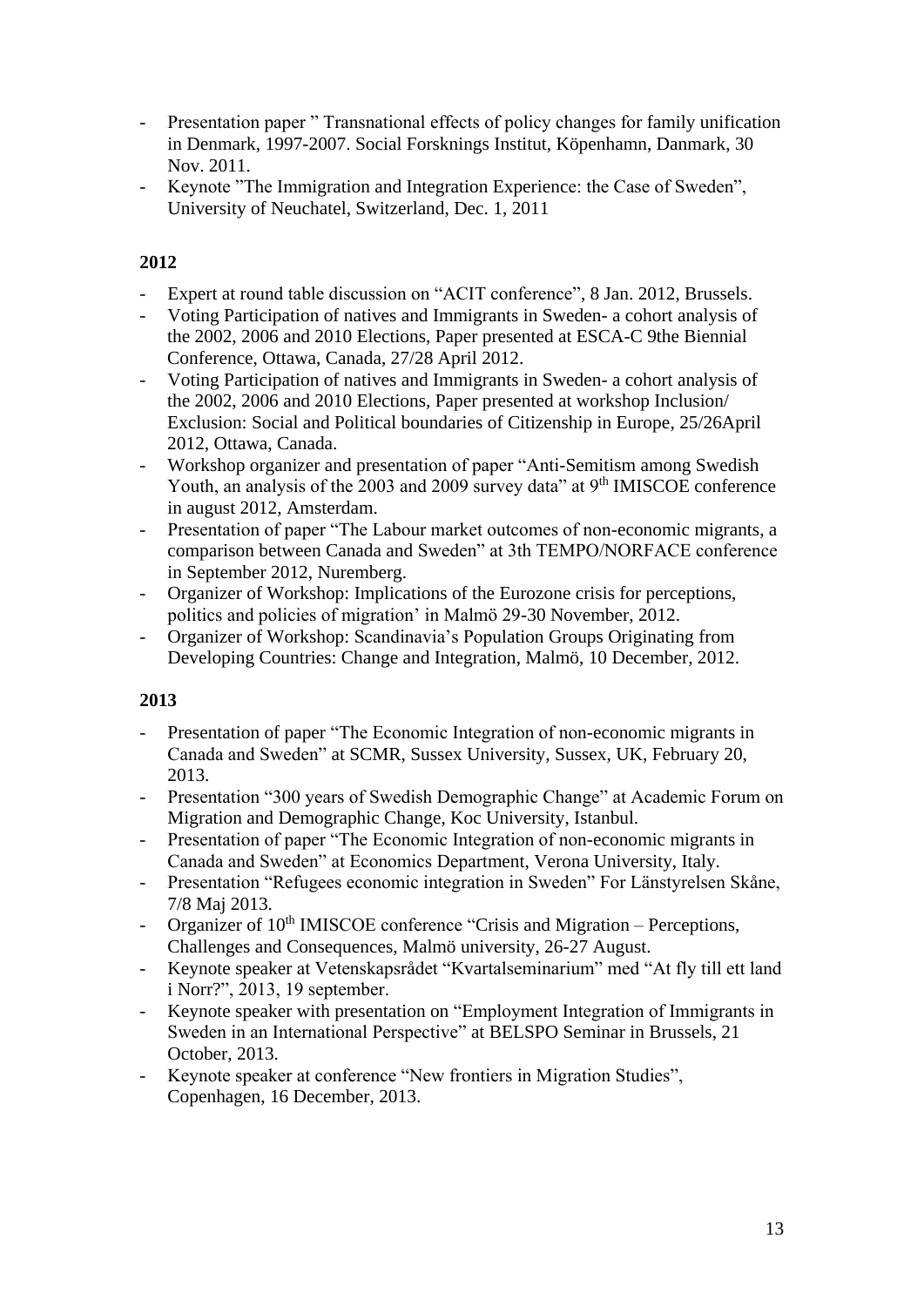- Presentation paper " Transnational effects of policy changes for family unification in Denmark, 1997-2007. Social Forsknings Institut, Köpenhamn, Danmark, 30 Nov. 2011.
- Keynote "The Immigration and Integration Experience: the Case of Sweden", University of Neuchatel, Switzerland, Dec. 1, 2011

**2012**

- Expert at round table discussion on "ACIT conference", 8 Jan. 2012, Brussels.
- Voting Participation of natives and Immigrants in Sweden- a cohort analysis of the 2002, 2006 and 2010 Elections, Paper presented at ESCA-C 9the Biennial Conference, Ottawa, Canada, 27/28 April 2012.
- Voting Participation of natives and Immigrants in Sweden- a cohort analysis of the 2002, 2006 and 2010 Elections, Paper presented at workshop Inclusion/ Exclusion: Social and Political boundaries of Citizenship in Europe, 25/26April 2012, Ottawa, Canada.
- Workshop organizer and presentation of paper "Anti-Semitism among Swedish Youth, an analysis of the 2003 and 2009 survey data" at 9th IMISCOE conference in august 2012, Amsterdam.
- Presentation of paper "The Labour market outcomes of non-economic migrants, a comparison between Canada and Sweden" at 3th TEMPO/NORFACE conference in September 2012, Nuremberg.
- Organizer of Workshop: Implications of the Eurozone crisis for perceptions, politics and policies of migration' in Malmö 29-30 November, 2012.
- Organizer of Workshop: Scandinavia's Population Groups Originating from Developing Countries: Change and Integration, Malmö, 10 December, 2012.

**2013**

- Presentation of paper "The Economic Integration of non-economic migrants in Canada and Sweden" at SCMR, Sussex University, Sussex, UK, February 20, 2013.
- Presentation "300 years of Swedish Demographic Change" at Academic Forum on Migration and Demographic Change, Koc University, Istanbul.
- Presentation of paper "The Economic Integration of non-economic migrants in Canada and Sweden" at Economics Department, Verona University, Italy.
- Presentation "Refugees economic integration in Sweden" For Länstyrelsen Skåne, 7/8 Maj 2013.
- Organizer of 10th IMISCOE conference "Crisis and Migration – Perceptions, Challenges and Consequences, Malmö university, 26-27 August.
- Keynote speaker at Vetenskapsrådet "Kvartalseminarium" med "At fly till ett land i Norr?", 2013, 19 september.
- Keynote speaker with presentation on "Employment Integration of Immigrants in Sweden in an International Perspective" at BELSPO Seminar in Brussels, 21 October, 2013.
- Keynote speaker at conference "New frontiers in Migration Studies", Copenhagen, 16 December, 2013.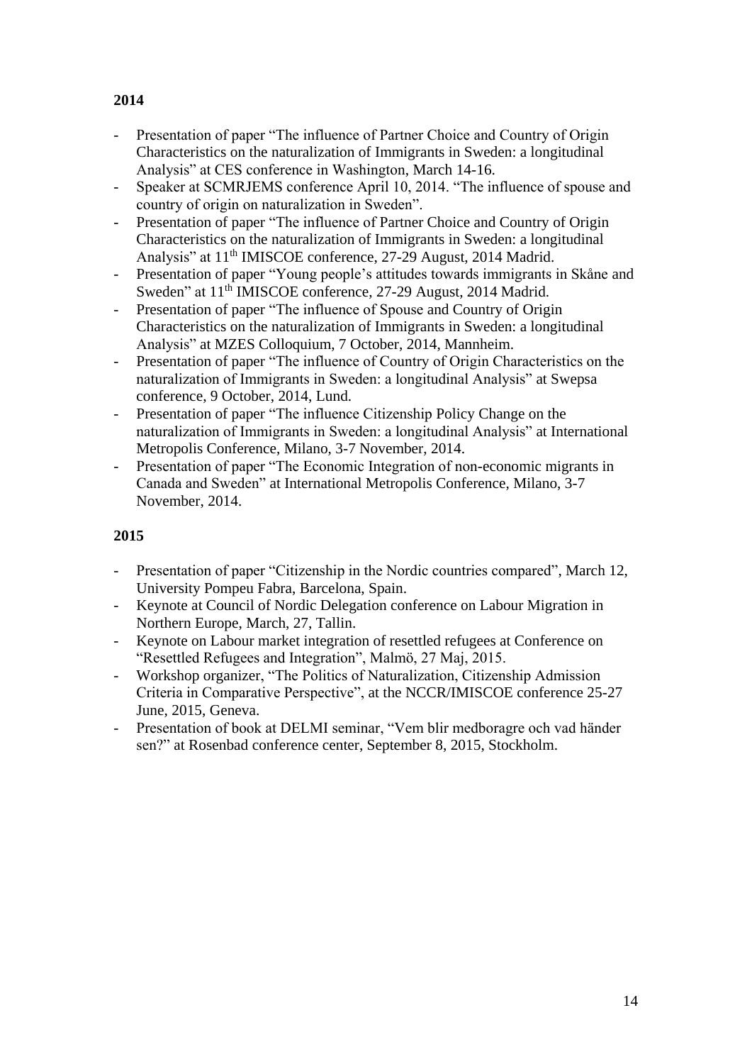**2014**

- Presentation of paper "The influence of Partner Choice and Country of Origin Characteristics on the naturalization of Immigrants in Sweden: a longitudinal Analysis" at CES conference in Washington, March 14-16.
- Speaker at SCMRJEMS conference April 10, 2014. "The influence of spouse and country of origin on naturalization in Sweden".
- Presentation of paper "The influence of Partner Choice and Country of Origin Characteristics on the naturalization of Immigrants in Sweden: a longitudinal Analysis" at 11th IMISCOE conference, 27-29 August, 2014 Madrid.
- Presentation of paper "Young people's attitudes towards immigrants in Skåne and Sweden" at 11th IMISCOE conference, 27-29 August, 2014 Madrid.
- Presentation of paper "The influence of Spouse and Country of Origin Characteristics on the naturalization of Immigrants in Sweden: a longitudinal Analysis" at MZES Colloquium, 7 October, 2014, Mannheim.
- Presentation of paper "The influence of Country of Origin Characteristics on the naturalization of Immigrants in Sweden: a longitudinal Analysis" at Swepsa conference, 9 October, 2014, Lund.
- Presentation of paper "The influence Citizenship Policy Change on the naturalization of Immigrants in Sweden: a longitudinal Analysis" at International Metropolis Conference, Milano, 3-7 November, 2014.
- Presentation of paper "The Economic Integration of non-economic migrants in Canada and Sweden" at International Metropolis Conference, Milano, 3-7 November, 2014.

**2015**

- Presentation of paper "Citizenship in the Nordic countries compared", March 12, University Pompeu Fabra, Barcelona, Spain.
- Keynote at Council of Nordic Delegation conference on Labour Migration in Northern Europe, March, 27, Tallin.
- Keynote on Labour market integration of resettled refugees at Conference on "Resettled Refugees and Integration", Malmö, 27 Maj, 2015.
- Workshop organizer, "The Politics of Naturalization, Citizenship Admission Criteria in Comparative Perspective", at the NCCR/IMISCOE conference 25-27 June, 2015, Geneva.
- Presentation of book at DELMI seminar, "Vem blir medboragre och vad händer sen?" at Rosenbad conference center, September 8, 2015, Stockholm.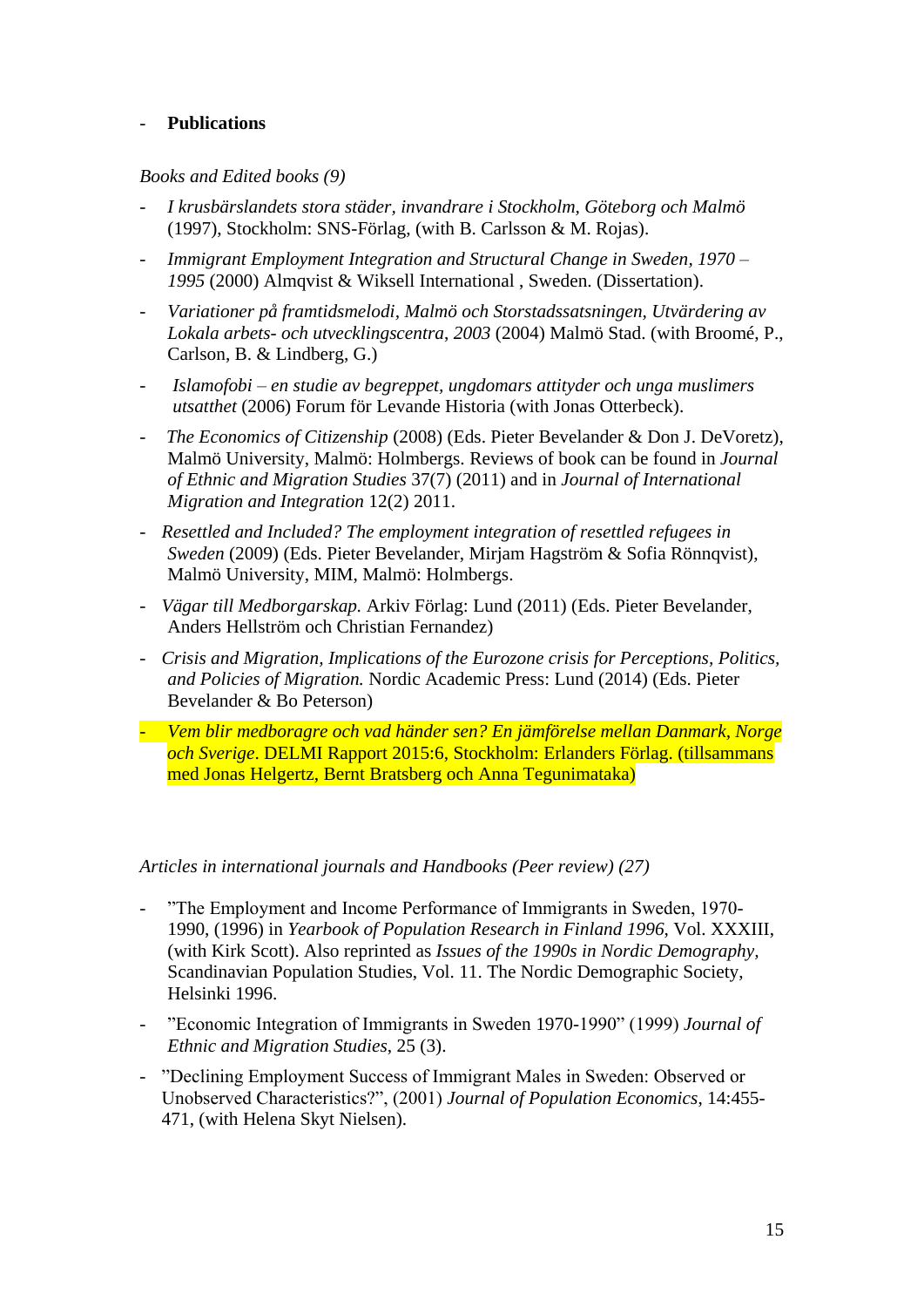- **Publications**

*Books and Edited books (9)*

- *I krusbärslandets stora städer, invandrare i Stockholm, Göteborg och Malmö* (1997), Stockholm: SNS-Förlag, (with B. Carlsson & M. Rojas).
- *Immigrant Employment Integration and Structural Change in Sweden, 1970 – 1995* (2000) Almqvist & Wiksell International , Sweden. (Dissertation).
- *Variationer på framtidsmelodi, Malmö och Storstadssatsningen, Utvärdering av Lokala arbets- och utvecklingscentra, 2003* (2004) Malmö Stad. (with Broomé, P., Carlson, B. & Lindberg, G.)
- *Islamofobi – en studie av begreppet, ungdomars attityder och unga muslimers utsatthet* (2006) Forum för Levande Historia (with Jonas Otterbeck).
- *The Economics of Citizenship* (2008) (Eds. Pieter Bevelander & Don J. DeVoretz), Malmö University, Malmö: Holmbergs. Reviews of book can be found in *Journal of Ethnic and Migration Studies* 37(7) (2011) and in *Journal of International Migration and Integration* 12(2) 2011.
- *Resettled and Included? The employment integration of resettled refugees in Sweden* (2009) (Eds. Pieter Bevelander, Mirjam Hagström & Sofia Rönnqvist), Malmö University, MIM, Malmö: Holmbergs.
- *Vägar till Medborgarskap.* Arkiv Förlag: Lund (2011) (Eds. Pieter Bevelander, Anders Hellström och Christian Fernandez)
- *Crisis and Migration, Implications of the Eurozone crisis for Perceptions, Politics, and Policies of Migration.* Nordic Academic Press: Lund (2014) (Eds. Pieter Bevelander & Bo Peterson)
- *Vem blir medboragre och vad händer sen? En jämförelse mellan Danmark, Norge och Sverige*. DELMI Rapport 2015:6, Stockholm: Erlanders Förlag. (tillsammans med Jonas Helgertz, Bernt Bratsberg och Anna Tegunimataka)

*Articles in international journals and Handbooks (Peer review) (27)*

- "The Employment and Income Performance of Immigrants in Sweden, 1970-1990, (1996) in *Yearbook of Population Research in Finland 1996*, Vol. XXXIII, (with Kirk Scott). Also reprinted as *Issues of the 1990s in Nordic Demography*, Scandinavian Population Studies, Vol. 11. The Nordic Demographic Society, Helsinki 1996.
- "Economic Integration of Immigrants in Sweden 1970-1990" (1999) *Journal of Ethnic and Migration Studies*, 25 (3).
- "Declining Employment Success of Immigrant Males in Sweden: Observed or Unobserved Characteristics?", (2001) *Journal of Population Economics*, 14:455-471, (with Helena Skyt Nielsen).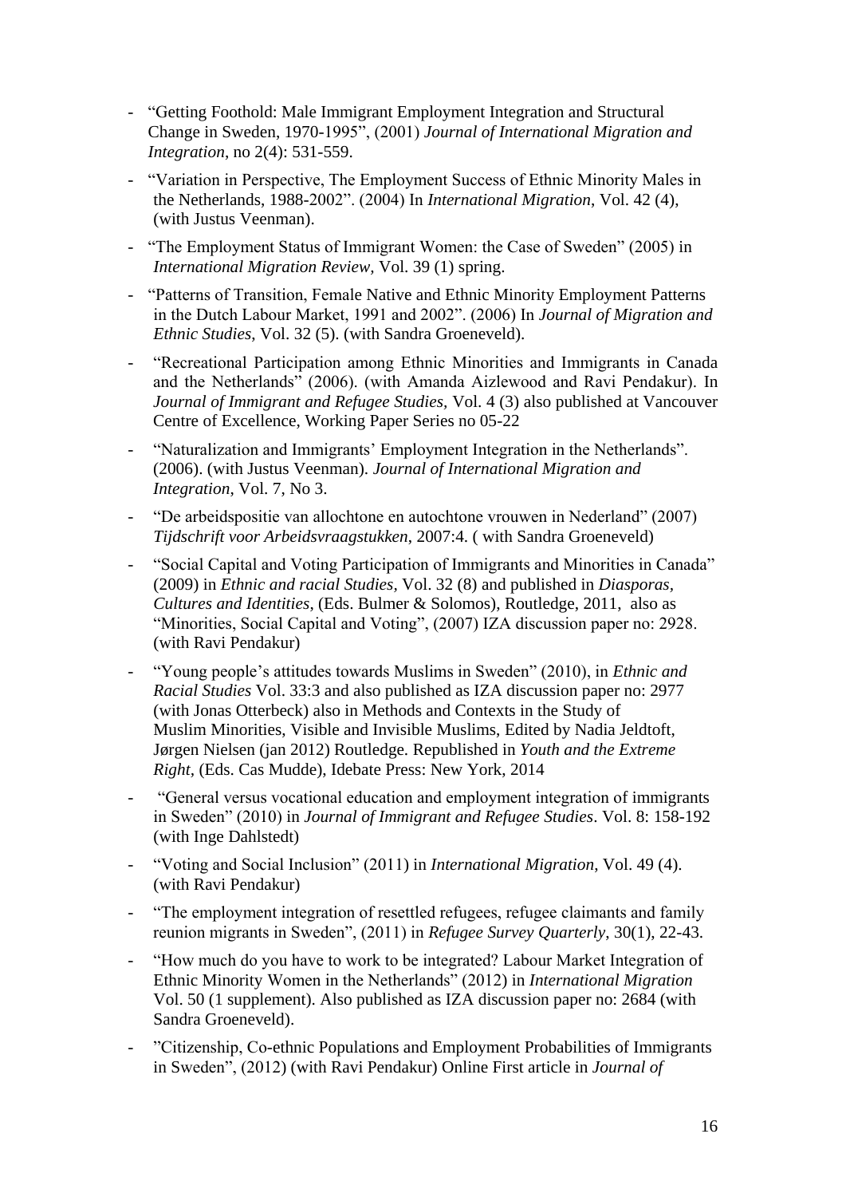- "Getting Foothold: Male Immigrant Employment Integration and Structural Change in Sweden, 1970-1995", (2001) *Journal of International Migration and Integration*, no 2(4): 531-559.
- "Variation in Perspective, The Employment Success of Ethnic Minority Males in the Netherlands, 1988-2002". (2004) In *International Migration*, Vol. 42 (4), (with Justus Veenman).
- "The Employment Status of Immigrant Women: the Case of Sweden" (2005) in *International Migration Review,* Vol. 39 (1) spring.
- "Patterns of Transition, Female Native and Ethnic Minority Employment Patterns in the Dutch Labour Market, 1991 and 2002". (2006) In *Journal of Migration and Ethnic Studies*, Vol. 32 (5). (with Sandra Groeneveld).
- "Recreational Participation among Ethnic Minorities and Immigrants in Canada and the Netherlands" (2006). (with Amanda Aizlewood and Ravi Pendakur). In *Journal of Immigrant and Refugee Studies*, Vol. 4 (3) also published at Vancouver Centre of Excellence, Working Paper Series no 05-22
- "Naturalization and Immigrants' Employment Integration in the Netherlands". (2006). (with Justus Veenman). *Journal of International Migration and Integration*, Vol. 7, No 3.
- "De arbeidspositie van allochtone en autochtone vrouwen in Nederland" (2007) *Tijdschrift voor Arbeidsvraagstukken*, 2007:4. ( with Sandra Groeneveld)
- "Social Capital and Voting Participation of Immigrants and Minorities in Canada" (2009) in *Ethnic and racial Studies*, Vol. 32 (8) and published in *Diasporas, Cultures and Identities*, (Eds. Bulmer & Solomos), Routledge, 2011, also as "Minorities, Social Capital and Voting", (2007) IZA discussion paper no: 2928. (with Ravi Pendakur)
- "Young people's attitudes towards Muslims in Sweden" (2010), in *Ethnic and Racial Studies* Vol. 33:3 and also published as IZA discussion paper no: 2977 (with Jonas Otterbeck) also in Methods and Contexts in the Study of Muslim Minorities, Visible and Invisible Muslims, Edited by Nadia Jeldtoft, Jørgen Nielsen (jan 2012) Routledge. Republished in *Youth and the Extreme Right,* (Eds. Cas Mudde), Idebate Press: New York, 2014
- "General versus vocational education and employment integration of immigrants in Sweden" (2010) in *Journal of Immigrant and Refugee Studies*. Vol. 8: 158-192 (with Inge Dahlstedt)
- "Voting and Social Inclusion" (2011) in *International Migration*, Vol. 49 (4). (with Ravi Pendakur)
- "The employment integration of resettled refugees, refugee claimants and family reunion migrants in Sweden", (2011) in *Refugee Survey Quarterly*, 30(1), 22-43.
- "How much do you have to work to be integrated? Labour Market Integration of Ethnic Minority Women in the Netherlands" (2012) in *International Migration* Vol. 50 (1 supplement). Also published as IZA discussion paper no: 2684 (with Sandra Groeneveld).
- "Citizenship, Co-ethnic Populations and Employment Probabilities of Immigrants in Sweden", (2012) (with Ravi Pendakur) Online First article in *Journal of*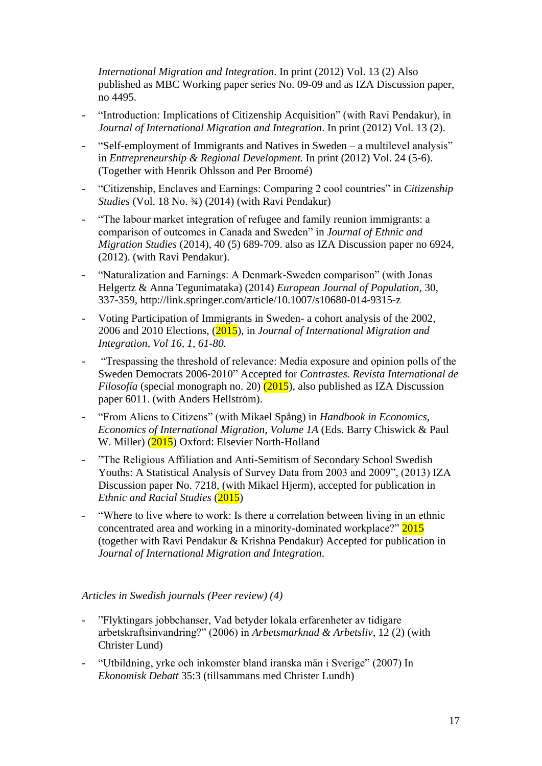*International Migration and Integration*. In print (2012) Vol. 13 (2) Also published as MBC Working paper series No. 09-09 and as IZA Discussion paper, no 4495.

- "Introduction: Implications of Citizenship Acquisition" (with Ravi Pendakur), in *Journal of International Migration and Integration*. In print (2012) Vol. 13 (2).
- "Self-employment of Immigrants and Natives in Sweden – a multilevel analysis" in *Entrepreneurship & Regional Development.* In print (2012) Vol. 24 (5-6). (Together with Henrik Ohlsson and Per Broomé)
- "Citizenship, Enclaves and Earnings: Comparing 2 cool countries" in *Citizenship Studies* (Vol. 18 No. ¾) (2014) (with Ravi Pendakur)
- "The labour market integration of refugee and family reunion immigrants: a comparison of outcomes in Canada and Sweden" in *Journal of Ethnic and Migration Studies* (2014), 40 (5) 689-709. also as IZA Discussion paper no 6924, (2012). (with Ravi Pendakur).
- "Naturalization and Earnings: A Denmark-Sweden comparison" (with Jonas Helgertz & Anna Tegunimataka) (2014) *European Journal of Population*, 30, 337-359, http://link.springer.com/article/10.1007/s10680-014-9315-z
- Voting Participation of Immigrants in Sweden- a cohort analysis of the 2002, 2006 and 2010 Elections, (2015), in *Journal of International Migration and Integration, Vol 16, 1, 61-80.*
- "Trespassing the threshold of relevance: Media exposure and opinion polls of the Sweden Democrats 2006-2010" Accepted for *Contrastes. Revista International de Filosofía* (special monograph no. 20) (2015), also published as IZA Discussion paper 6011. (with Anders Hellström).
- "From Aliens to Citizens" (with Mikael Spång) in *Handbook in Economics, Economics of International Migration, Volume 1A* (Eds. Barry Chiswick & Paul W. Miller) (2015) Oxford: Elsevier North-Holland
- "The Religious Affiliation and Anti-Semitism of Secondary School Swedish Youths: A Statistical Analysis of Survey Data from 2003 and 2009", (2013) IZA Discussion paper No. 7218, (with Mikael Hjerm), accepted for publication in *Ethnic and Racial Studies* (2015)
- "Where to live where to work: Is there a correlation between living in an ethnic concentrated area and working in a minority-dominated workplace?" 2015 (together with Ravi Pendakur & Krishna Pendakur) Accepted for publication in *Journal of International Migration and Integration*.

*Articles in Swedish journals (Peer review) (4)*

- "Flyktingars jobbchanser, Vad betyder lokala erfarenheter av tidigare arbetskraftsinvandring?" (2006) in *Arbetsmarknad & Arbetsliv*, 12 (2) (with Christer Lund)
- "Utbildning, yrke och inkomster bland iranska män i Sverige" (2007) In *Ekonomisk Debatt* 35:3 (tillsammans med Christer Lundh)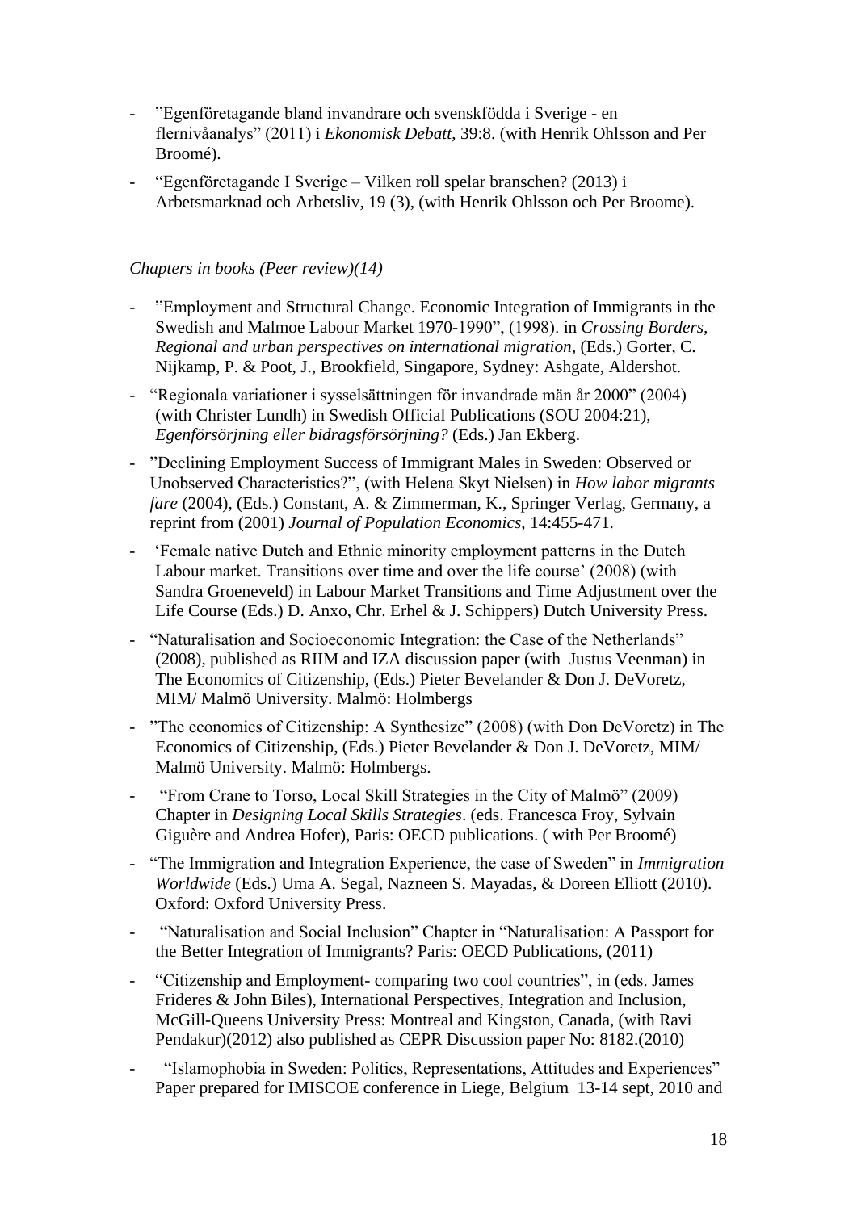- ”Egenföretagande bland invandrare och svenskfödda i Sverige - en flernivåanalys” (2011) i *Ekonomisk Debatt,* 39:8. (with Henrik Ohlsson and Per Broomé).

- “Egenföretagande I Sverige – Vilken roll spelar branschen? (2013) i Arbetsmarknad och Arbetsliv, 19 (3), (with Henrik Ohlsson och Per Broome).

*Chapters in books (Peer review)(14)*

- ”Employment and Structural Change. Economic Integration of Immigrants in the Swedish and Malmoe Labour Market 1970-1990”, (1998). in *Crossing Borders, Regional and urban perspectives on international migration*, (Eds.) Gorter, C. Nijkamp, P. & Poot, J., Brookfield, Singapore, Sydney: Ashgate, Aldershot.

- “Regionala variationer i sysselsättningen för invandrade män år 2000” (2004) (with Christer Lundh) in Swedish Official Publications (SOU 2004:21), *Egenförsörjning eller bidragsförsörjning?* (Eds.) Jan Ekberg.

- ”Declining Employment Success of Immigrant Males in Sweden: Observed or Unobserved Characteristics?”, (with Helena Skyt Nielsen) in *How labor migrants fare* (2004), (Eds.) Constant, A. & Zimmerman, K., Springer Verlag, Germany, a reprint from (2001) *Journal of Population Economics*, 14:455-471.

- ‘Female native Dutch and Ethnic minority employment patterns in the Dutch Labour market. Transitions over time and over the life course’ (2008) (with Sandra Groeneveld) in Labour Market Transitions and Time Adjustment over the Life Course (Eds.) D. Anxo, Chr. Erhel & J. Schippers) Dutch University Press.

- “Naturalisation and Socioeconomic Integration: the Case of the Netherlands” (2008), published as RIIM and IZA discussion paper (with Justus Veenman) in The Economics of Citizenship, (Eds.) Pieter Bevelander & Don J. DeVoretz, MIM/ Malmö University. Malmö: Holmbergs

- ”The economics of Citizenship: A Synthesize” (2008) (with Don DeVoretz) in The Economics of Citizenship, (Eds.) Pieter Bevelander & Don J. DeVoretz, MIM/ Malmö University. Malmö: Holmbergs.

- “From Crane to Torso, Local Skill Strategies in the City of Malmö” (2009) Chapter in *Designing Local Skills Strategies*. (eds. Francesca Froy, Sylvain Giguère and Andrea Hofer), Paris: OECD publications. ( with Per Broomé)

- “The Immigration and Integration Experience, the case of Sweden” in *Immigration Worldwide* (Eds.) Uma A. Segal, Nazneen S. Mayadas, & Doreen Elliott (2010). Oxford: Oxford University Press.

- “Naturalisation and Social Inclusion” Chapter in “Naturalisation: A Passport for the Better Integration of Immigrants? Paris: OECD Publications, (2011)

- “Citizenship and Employment- comparing two cool countries”, in (eds. James Frideres & John Biles), International Perspectives, Integration and Inclusion, McGill-Queens University Press: Montreal and Kingston, Canada, (with Ravi Pendakur)(2012) also published as CEPR Discussion paper No: 8182.(2010)

- “Islamophobia in Sweden: Politics, Representations, Attitudes and Experiences” Paper prepared for IMISCOE conference in Liege, Belgium 13-14 sept, 2010 and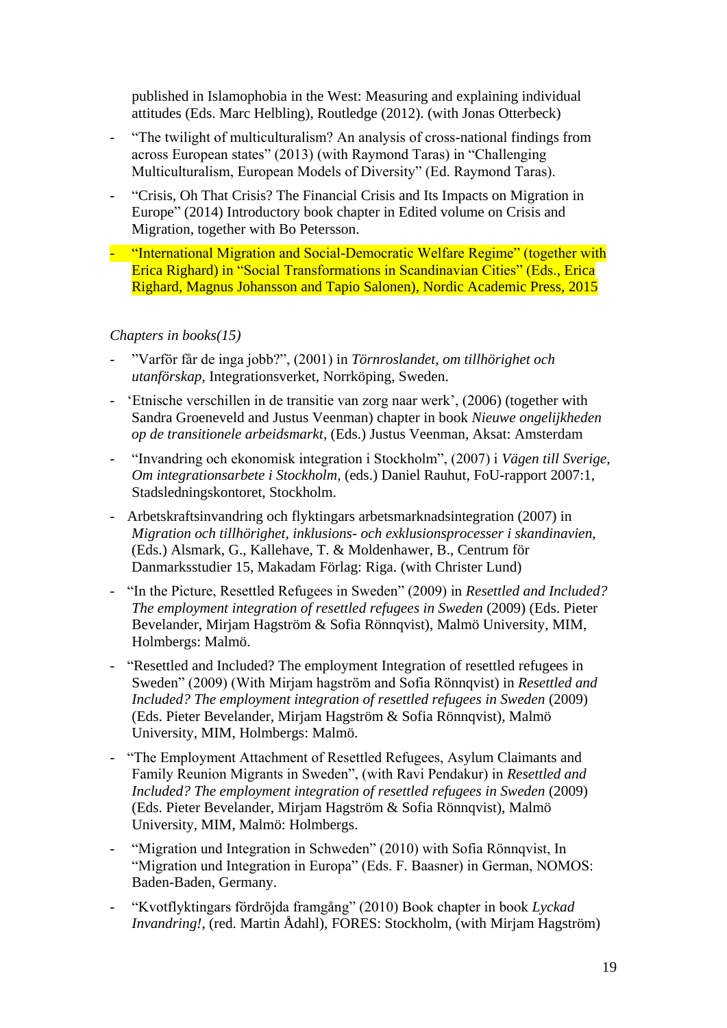published in Islamophobia in the West: Measuring and explaining individual attitudes (Eds. Marc Helbling), Routledge (2012). (with Jonas Otterbeck)

- "The twilight of multiculturalism? An analysis of cross-national findings from across European states" (2013) (with Raymond Taras) in "Challenging Multiculturalism, European Models of Diversity" (Ed. Raymond Taras).
- "Crisis, Oh That Crisis? The Financial Crisis and Its Impacts on Migration in Europe" (2014) Introductory book chapter in Edited volume on Crisis and Migration, together with Bo Petersson.
- "International Migration and Social-Democratic Welfare Regime" (together with Erica Righard) in "Social Transformations in Scandinavian Cities" (Eds., Erica Righard, Magnus Johansson and Tapio Salonen), Nordic Academic Press, 2015

*Chapters in books(15)*

- "Varför får de inga jobb?", (2001) in *Törnroslandet, om tillhörighet och utanförskap*, Integrationsverket, Norrköping, Sweden.
- 'Etnische verschillen in de transitie van zorg naar werk', (2006) (together with Sandra Groeneveld and Justus Veenman) chapter in book *Nieuwe ongelijkheden op de transitionele arbeidsmarkt*, (Eds.) Justus Veenman, Aksat: Amsterdam
- "Invandring och ekonomisk integration i Stockholm", (2007) i *Vägen till Sverige, Om integrationsarbete i Stockholm,* (eds.) Daniel Rauhut, FoU-rapport 2007:1, Stadsledningskontoret, Stockholm.
- Arbetskraftsinvandring och flyktingars arbetsmarknadsintegration (2007) in *Migration och tillhörighet, inklusions- och exklusionsprocesser i skandinavien*, (Eds.) Alsmark, G., Kallehave, T. & Moldenhawer, B., Centrum för Danmarksstudier 15, Makadam Förlag: Riga. (with Christer Lund)
- "In the Picture, Resettled Refugees in Sweden" (2009) in *Resettled and Included? The employment integration of resettled refugees in Sweden* (2009) (Eds. Pieter Bevelander, Mirjam Hagström & Sofia Rönnqvist), Malmö University, MIM, Holmbergs: Malmö.
- "Resettled and Included? The employment Integration of resettled refugees in Sweden" (2009) (With Mirjam hagström and Sofia Rönnqvist) in *Resettled and Included? The employment integration of resettled refugees in Sweden* (2009) (Eds. Pieter Bevelander, Mirjam Hagström & Sofia Rönnqvist), Malmö University, MIM, Holmbergs: Malmö.
- "The Employment Attachment of Resettled Refugees, Asylum Claimants and Family Reunion Migrants in Sweden", (with Ravi Pendakur) in *Resettled and Included? The employment integration of resettled refugees in Sweden* (2009) (Eds. Pieter Bevelander, Mirjam Hagström & Sofia Rönnqvist), Malmö University, MIM, Malmö: Holmbergs.
- "Migration und Integration in Schweden" (2010) with Sofia Rönnqvist, In "Migration und Integration in Europa" (Eds. F. Baasner) in German, NOMOS: Baden-Baden, Germany.
- "Kvotflyktingars fördröjda framgång" (2010) Book chapter in book *Lyckad Invandring!*, (red. Martin Ådahl), FORES: Stockholm, (with Mirjam Hagström)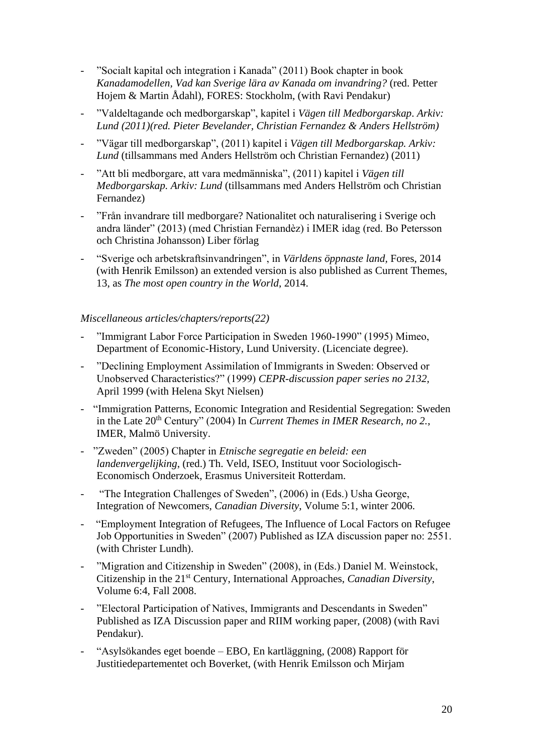- ”Socialt kapital och integration i Kanada” (2011) Book chapter in book *Kanadamodellen, Vad kan Sverige lära av Kanada om invandring?* (red. Petter Hojem & Martin Ådahl), FORES: Stockholm, (with Ravi Pendakur)
- ”Valdeltagande och medborgarskap”, kapitel i *Vägen till Medborgarskap. Arkiv: Lund (2011)(red. Pieter Bevelander, Christian Fernandez & Anders Hellström)*
- ”Vägar till medborgarskap”, (2011) kapitel i *Vägen till Medborgarskap. Arkiv: Lund* (tillsammans med Anders Hellström och Christian Fernandez) (2011)
- ”Att bli medborgare, att vara medmänniska”, (2011) kapitel i *Vägen till Medborgarskap. Arkiv: Lund* (tillsammans med Anders Hellström och Christian Fernandez)
- ”Från invandrare till medborgare? Nationalitet och naturalisering i Sverige och andra länder” (2013) (med Christian Fernandèz) i IMER idag (red. Bo Petersson och Christina Johansson) Liber förlag
- “Sverige och arbetskraftsinvandringen”, in *Världens öppnaste land*, Fores, 2014 (with Henrik Emilsson) an extended version is also published as Current Themes, 13, as *The most open country in the World*, 2014.

*Miscellaneous articles/chapters/reports(22)*

- ”Immigrant Labor Force Participation in Sweden 1960-1990” (1995) Mimeo, Department of Economic-History, Lund University. (Licenciate degree).
- ”Declining Employment Assimilation of Immigrants in Sweden: Observed or Unobserved Characteristics?” (1999) *CEPR-discussion paper series no 2132*, April 1999 (with Helena Skyt Nielsen)
- “Immigration Patterns, Economic Integration and Residential Segregation: Sweden in the Late 20th Century” (2004) In *Current Themes in IMER Research, no 2.*, IMER, Malmö University.
- ”Zweden” (2005) Chapter in *Etnische segregatie en beleid: een landenvergelijking*, (red.) Th. Veld, ISEO, Instituut voor Sociologisch-Economisch Onderzoek, Erasmus Universiteit Rotterdam.
- “The Integration Challenges of Sweden”, (2006) in (Eds.) Usha George, Integration of Newcomers, *Canadian Diversity*, Volume 5:1, winter 2006.
- “Employment Integration of Refugees, The Influence of Local Factors on Refugee Job Opportunities in Sweden” (2007) Published as IZA discussion paper no: 2551. (with Christer Lundh).
- ”Migration and Citizenship in Sweden” (2008), in (Eds.) Daniel M. Weinstock, Citizenship in the 21st Century, International Approaches, *Canadian Diversity*, Volume 6:4, Fall 2008.
- ”Electoral Participation of Natives, Immigrants and Descendants in Sweden” Published as IZA Discussion paper and RIIM working paper, (2008) (with Ravi Pendakur).
- “Asylsökandes eget boende – EBO, En kartläggning, (2008) Rapport för Justitiedepartementet och Boverket, (with Henrik Emilsson och Mirjam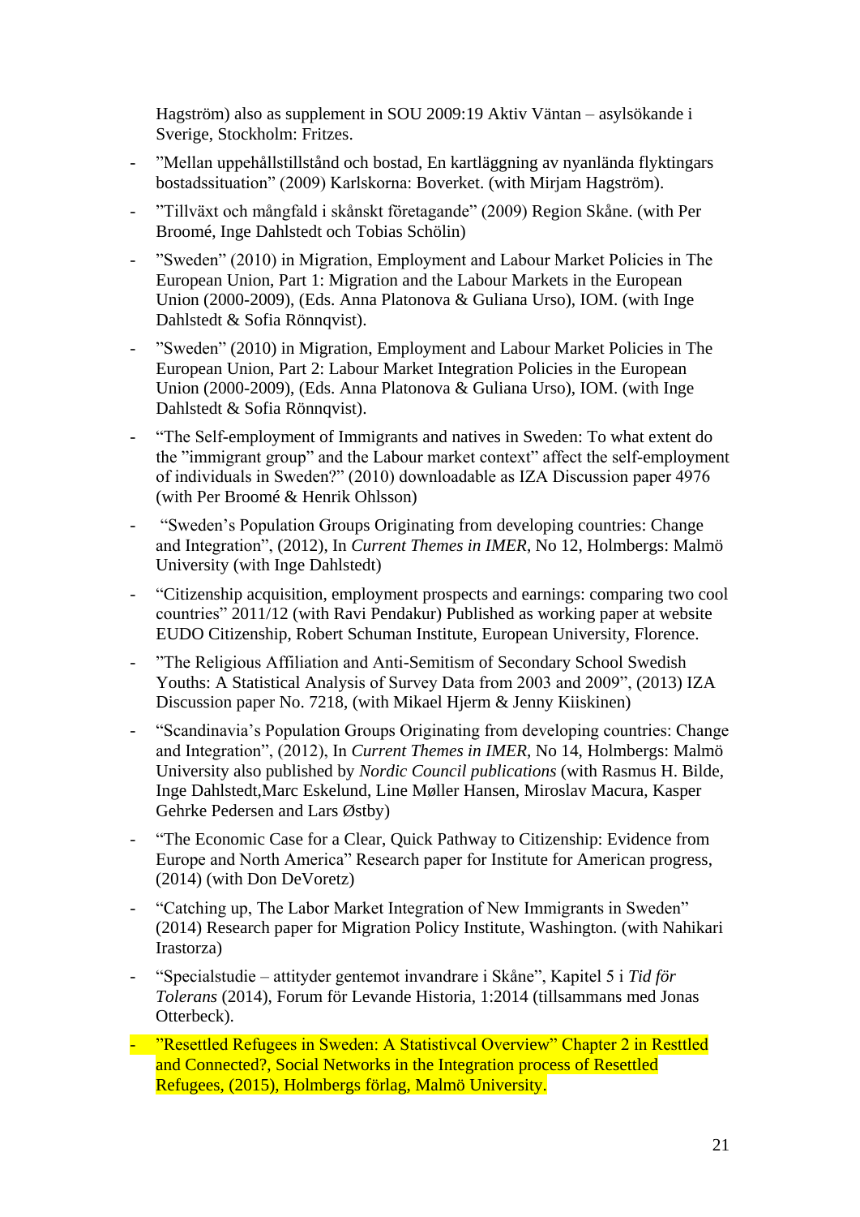Hagström) also as supplement in SOU 2009:19 Aktiv Väntan – asylsökande i Sverige, Stockholm: Fritzes.

- ”Mellan uppehållstillstånd och bostad, En kartläggning av nyanlända flyktingars bostadssituation” (2009) Karlskorna: Boverket. (with Mirjam Hagström).
- ”Tillväxt och mångfald i skånskt företagande” (2009) Region Skåne. (with Per Broomé, Inge Dahlstedt och Tobias Schölin)
- ”Sweden” (2010) in Migration, Employment and Labour Market Policies in The European Union, Part 1: Migration and the Labour Markets in the European Union (2000-2009), (Eds. Anna Platonova & Guliana Urso), IOM. (with Inge Dahlstedt & Sofia Rönnqvist).
- ”Sweden” (2010) in Migration, Employment and Labour Market Policies in The European Union, Part 2: Labour Market Integration Policies in the European Union (2000-2009), (Eds. Anna Platonova & Guliana Urso), IOM. (with Inge Dahlstedt & Sofia Rönnqvist).
- “The Self-employment of Immigrants and natives in Sweden: To what extent do the ”immigrant group” and the Labour market context” affect the self-employment of individuals in Sweden?” (2010) downloadable as IZA Discussion paper 4976 (with Per Broomé & Henrik Ohlsson)
- “Sweden’s Population Groups Originating from developing countries: Change and Integration”, (2012), In *Current Themes in IMER*, No 12, Holmbergs: Malmö University (with Inge Dahlstedt)
- “Citizenship acquisition, employment prospects and earnings: comparing two cool countries” 2011/12 (with Ravi Pendakur) Published as working paper at website EUDO Citizenship, Robert Schuman Institute, European University, Florence.
- ”The Religious Affiliation and Anti-Semitism of Secondary School Swedish Youths: A Statistical Analysis of Survey Data from 2003 and 2009”, (2013) IZA Discussion paper No. 7218, (with Mikael Hjerm & Jenny Kiiskinen)
- “Scandinavia’s Population Groups Originating from developing countries: Change and Integration”, (2012), In *Current Themes in IMER*, No 14, Holmbergs: Malmö University also published by *Nordic Council publications* (with Rasmus H. Bilde, Inge Dahlstedt,Marc Eskelund, Line Møller Hansen, Miroslav Macura, Kasper Gehrke Pedersen and Lars Østby)
- “The Economic Case for a Clear, Quick Pathway to Citizenship: Evidence from Europe and North America” Research paper for Institute for American progress, (2014) (with Don DeVoretz)
- “Catching up, The Labor Market Integration of New Immigrants in Sweden” (2014) Research paper for Migration Policy Institute, Washington. (with Nahikari Irastorza)
- “Specialstudie – attityder gentemot invandrare i Skåne”, Kapitel 5 i *Tid för Tolerans* (2014), Forum för Levande Historia, 1:2014 (tillsammans med Jonas Otterbeck).
- ”Resettled Refugees in Sweden: A Statistivcal Overview” Chapter 2 in Resttled and Connected?, Social Networks in the Integration process of Resettled Refugees, (2015), Holmbergs förlag, Malmö University.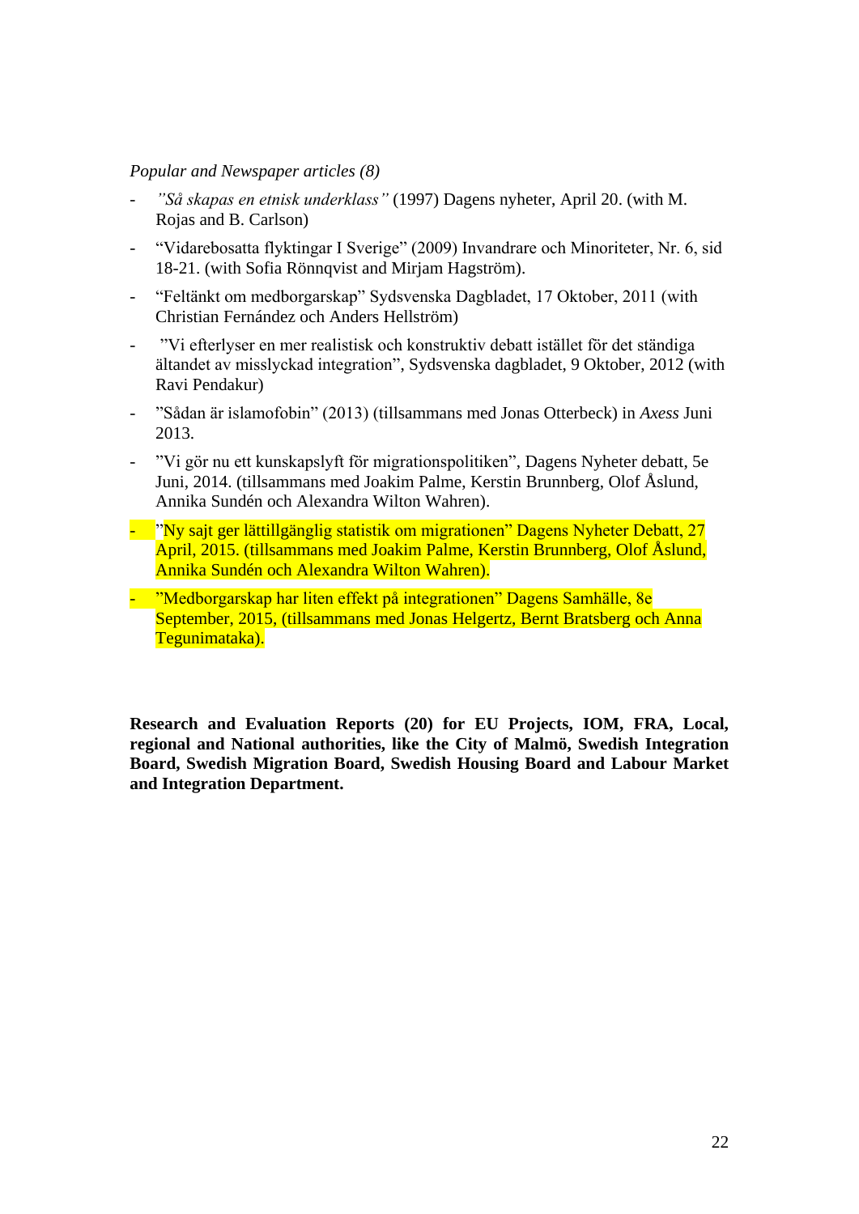*Popular and Newspaper articles (8)*

- *"Så skapas en etnisk underklass"* (1997) Dagens nyheter, April 20. (with M. Rojas and B. Carlson)
- "Vidarebosatta flyktingar I Sverige" (2009) Invandrare och Minoriteter, Nr. 6, sid 18-21. (with Sofia Rönnqvist and Mirjam Hagström).
- "Feltänkt om medborgarskap" Sydsvenska Dagbladet, 17 Oktober, 2011 (with Christian Fernández och Anders Hellström)
- "Vi efterlyser en mer realistisk och konstruktiv debatt istället för det ständiga ältandet av misslyckad integration", Sydsvenska dagbladet, 9 Oktober, 2012 (with Ravi Pendakur)
- "Sådan är islamofobin" (2013) (tillsammans med Jonas Otterbeck) in *Axess* Juni 2013.
- "Vi gör nu ett kunskapslyft för migrationspolitiken", Dagens Nyheter debatt, 5e Juni, 2014. (tillsammans med Joakim Palme, Kerstin Brunnberg, Olof Åslund, Annika Sundén och Alexandra Wilton Wahren).
- "Ny sajt ger lättillgänglig statistik om migrationen" Dagens Nyheter Debatt, 27 April, 2015. (tillsammans med Joakim Palme, Kerstin Brunnberg, Olof Åslund, Annika Sundén och Alexandra Wilton Wahren).
- "Medborgarskap har liten effekt på integrationen" Dagens Samhälle, 8e September, 2015, (tillsammans med Jonas Helgertz, Bernt Bratsberg och Anna Tegunimataka).

**Research and Evaluation Reports (20) for EU Projects, IOM, FRA, Local, regional and National authorities, like the City of Malmö, Swedish Integration Board, Swedish Migration Board, Swedish Housing Board and Labour Market and Integration Department.**